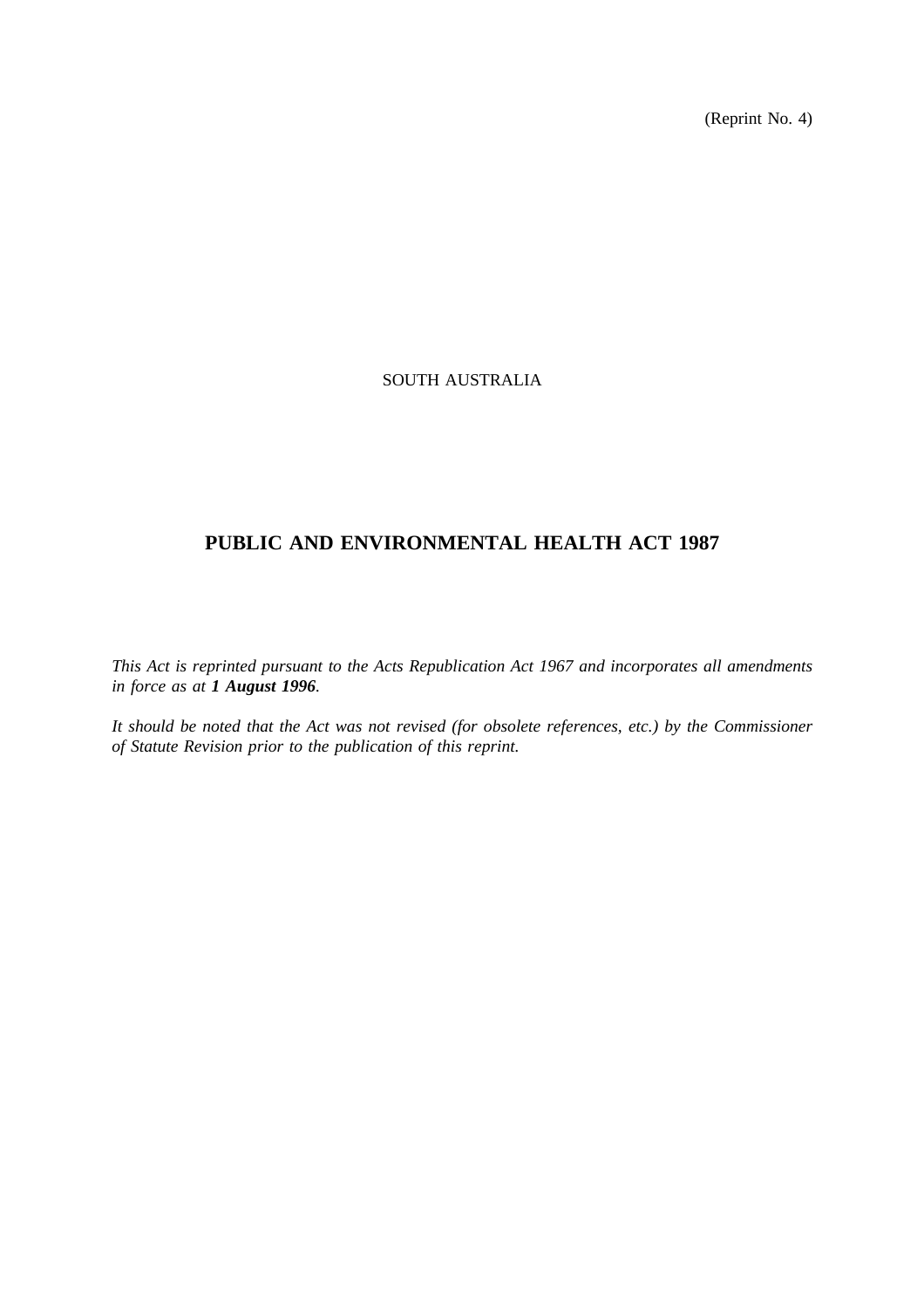(Reprint No. 4)

SOUTH AUSTRALIA

# PUBLIC AND ENVIRONMENTAL HEALTH ACT 1987

*This Act is reprinted pursuant to the Acts Republication Act 1967 and incorporates all amendments in force as at **1 August 1996**.*

*It should be noted that the Act was not revised (for obsolete references, etc.) by the Commissioner of Statute Revision prior to the publication of this reprint.*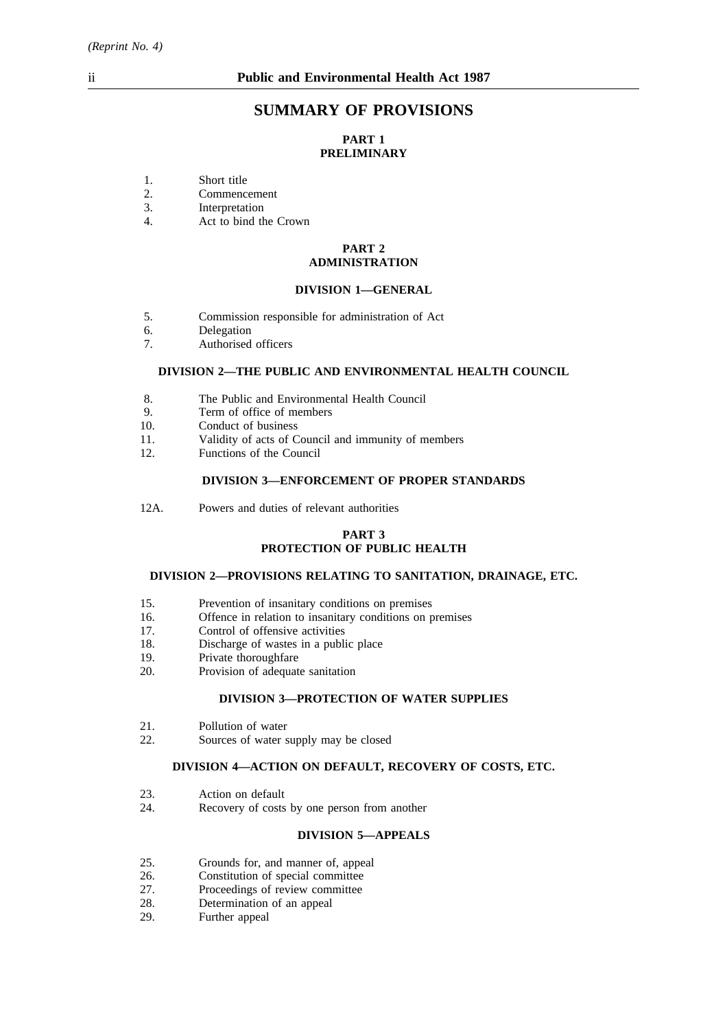## SUMMARY OF PROVISIONS

### PART 1
### PRELIMINARY

1. Short title
2. Commencement
3. Interpretation
4. Act to bind the Crown

### PART 2
### ADMINISTRATION

#### DIVISION 1—GENERAL

5. Commission responsible for administration of Act
6. Delegation
7. Authorised officers

#### DIVISION 2—THE PUBLIC AND ENVIRONMENTAL HEALTH COUNCIL

8. The Public and Environmental Health Council
9. Term of office of members
10. Conduct of business
11. Validity of acts of Council and immunity of members
12. Functions of the Council

#### DIVISION 3—ENFORCEMENT OF PROPER STANDARDS

12A. Powers and duties of relevant authorities

### PART 3
### PROTECTION OF PUBLIC HEALTH

#### DIVISION 2—PROVISIONS RELATING TO SANITATION, DRAINAGE, ETC.

15. Prevention of insanitary conditions on premises
16. Offence in relation to insanitary conditions on premises
17. Control of offensive activities
18. Discharge of wastes in a public place
19. Private thoroughfare
20. Provision of adequate sanitation

#### DIVISION 3—PROTECTION OF WATER SUPPLIES

21. Pollution of water
22. Sources of water supply may be closed

#### DIVISION 4—ACTION ON DEFAULT, RECOVERY OF COSTS, ETC.

23. Action on default
24. Recovery of costs by one person from another

#### DIVISION 5—APPEALS

25. Grounds for, and manner of, appeal
26. Constitution of special committee
27. Proceedings of review committee
28. Determination of an appeal
29. Further appeal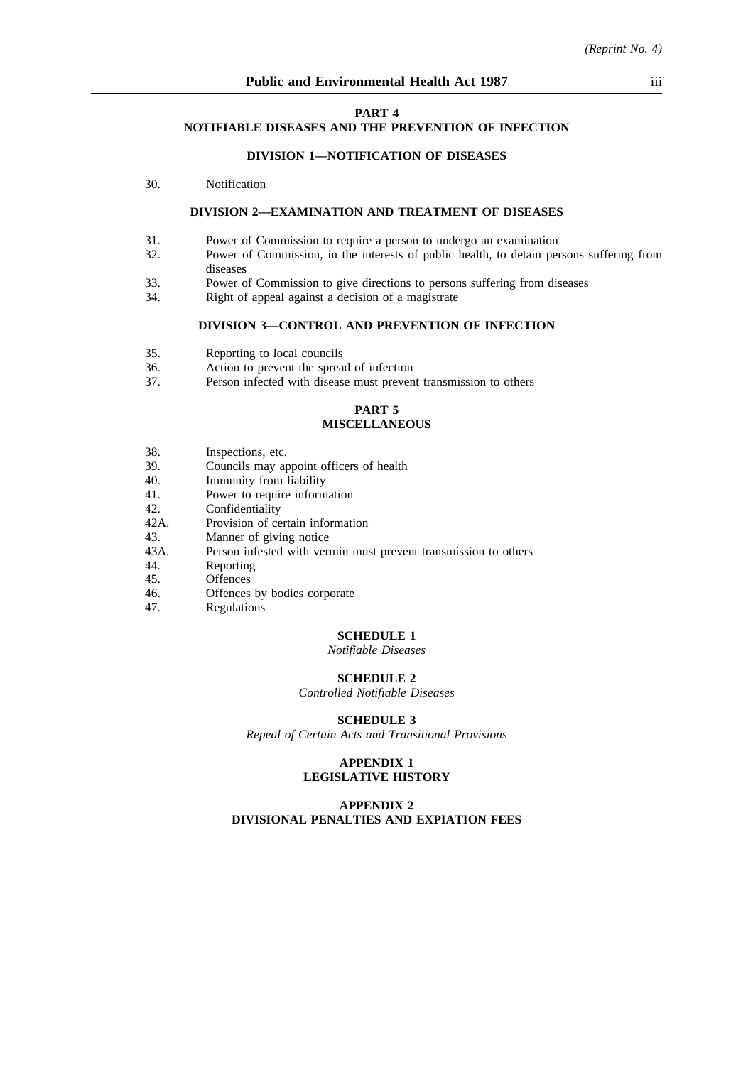## PART 4
## NOTIFIABLE DISEASES AND THE PREVENTION OF INFECTION

### DIVISION 1—NOTIFICATION OF DISEASES

30. Notification

### DIVISION 2—EXAMINATION AND TREATMENT OF DISEASES

31. Power of Commission to require a person to undergo an examination
32. Power of Commission, in the interests of public health, to detain persons suffering from diseases
33. Power of Commission to give directions to persons suffering from diseases
34. Right of appeal against a decision of a magistrate

### DIVISION 3—CONTROL AND PREVENTION OF INFECTION

35. Reporting to local councils
36. Action to prevent the spread of infection
37. Person infected with disease must prevent transmission to others

## PART 5
## MISCELLANEOUS

38. Inspections, etc.
39. Councils may appoint officers of health
40. Immunity from liability
41. Power to require information
42. Confidentiality
42A. Provision of certain information
43. Manner of giving notice
43A. Person infested with vermin must prevent transmission to others
44. Reporting
45. Offences
46. Offences by bodies corporate
47. Regulations

## SCHEDULE 1
*Notifiable Diseases*

## SCHEDULE 2
*Controlled Notifiable Diseases*

## SCHEDULE 3
*Repeal of Certain Acts and Transitional Provisions*

## APPENDIX 1
## LEGISLATIVE HISTORY

## APPENDIX 2
## DIVISIONAL PENALTIES AND EXPIATION FEES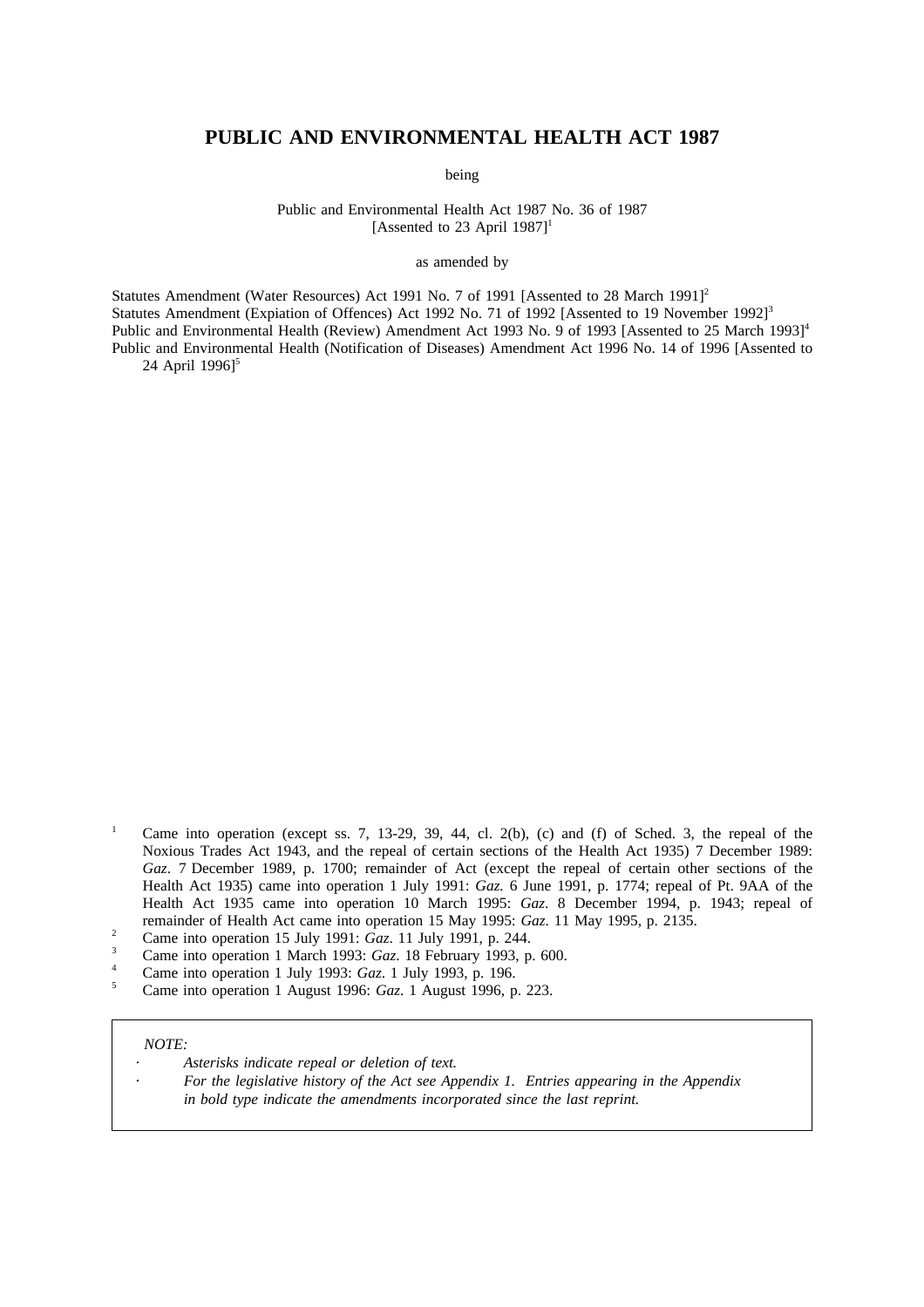# PUBLIC AND ENVIRONMENTAL HEALTH ACT 1987

being

Public and Environmental Health Act 1987 No. 36 of 1987
[Assented to 23 April 1987][1]

as amended by

Statutes Amendment (Water Resources) Act 1991 No. 7 of 1991 [Assented to 28 March 1991][2]
Statutes Amendment (Expiation of Offences) Act 1992 No. 71 of 1992 [Assented to 19 November 1992][3]
Public and Environmental Health (Review) Amendment Act 1993 No. 9 of 1993 [Assented to 25 March 1993][4]
Public and Environmental Health (Notification of Diseases) Amendment Act 1996 No. 14 of 1996 [Assented to 24 April 1996][5]

[1] Came into operation (except ss. 7, 13-29, 39, 44, cl. 2(b), (c) and (f) of Sched. 3, the repeal of the Noxious Trades Act 1943, and the repeal of certain sections of the Health Act 1935) 7 December 1989: *Gaz*. 7 December 1989, p. 1700; remainder of Act (except the repeal of certain other sections of the Health Act 1935) came into operation 1 July 1991: *Gaz.* 6 June 1991, p. 1774; repeal of Pt. 9AA of the Health Act 1935 came into operation 10 March 1995: *Gaz.* 8 December 1994, p. 1943; repeal of remainder of Health Act came into operation 15 May 1995: *Gaz.* 11 May 1995, p. 2135.

[2] Came into operation 15 July 1991: *Gaz*. 11 July 1991, p. 244.

[3] Came into operation 1 March 1993: *Gaz*. 18 February 1993, p. 600.

[4] Came into operation 1 July 1993: *Gaz*. 1 July 1993, p. 196.

[5] Came into operation 1 August 1996: *Gaz*. 1 August 1996, p. 223.

*NOTE:*

- *Asterisks indicate repeal or deletion of text.*
- *For the legislative history of the Act see Appendix 1. Entries appearing in the Appendix in bold type indicate the amendments incorporated since the last reprint.*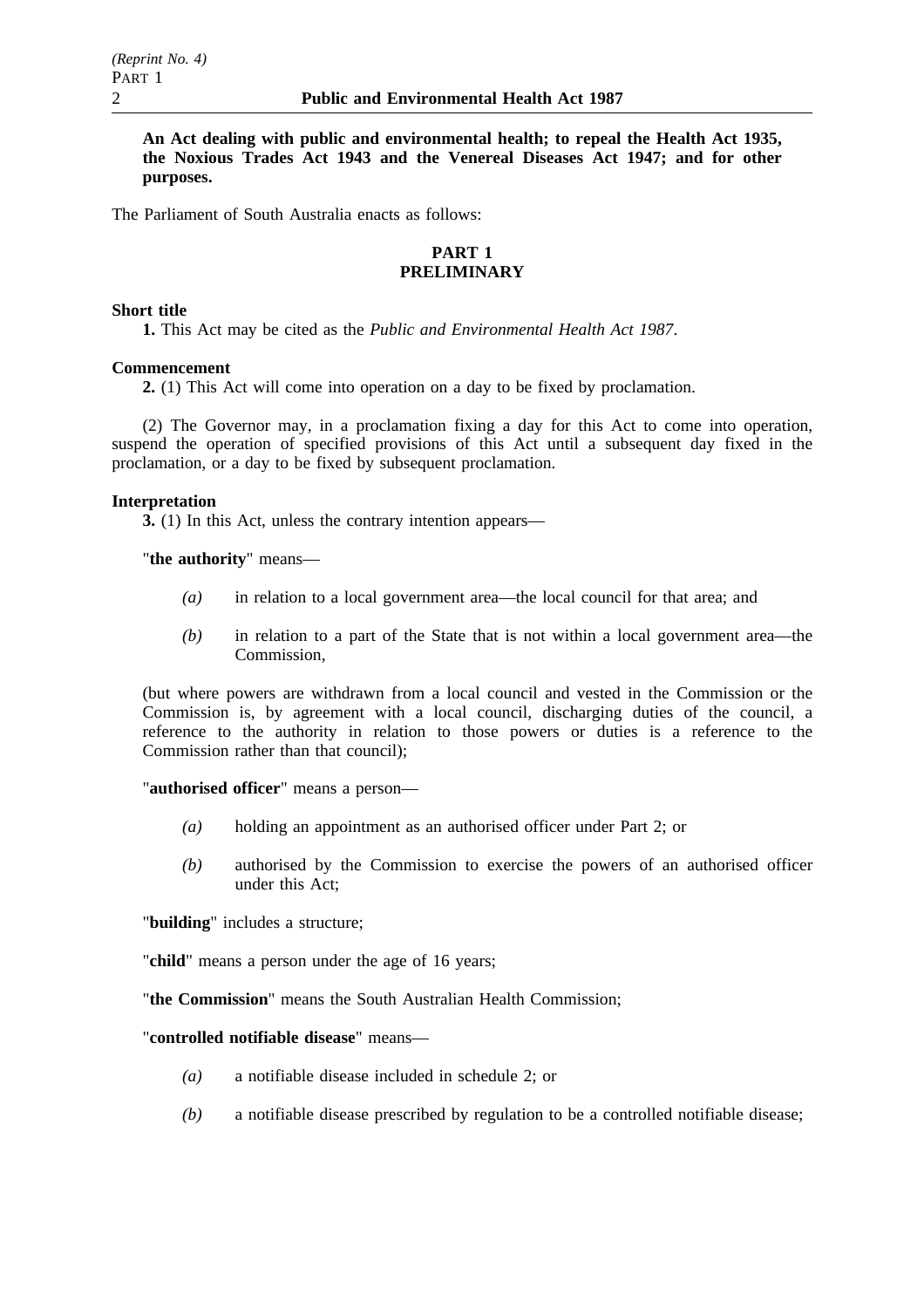**An Act dealing with public and environmental health; to repeal the Health Act 1935, the Noxious Trades Act 1943 and the Venereal Diseases Act 1947; and for other purposes.**

The Parliament of South Australia enacts as follows:

## PART 1
## PRELIMINARY

**Short title**

**1.** This Act may be cited as the *Public and Environmental Health Act 1987*.

**Commencement**

**2.** (1) This Act will come into operation on a day to be fixed by proclamation.

(2) The Governor may, in a proclamation fixing a day for this Act to come into operation, suspend the operation of specified provisions of this Act until a subsequent day fixed in the proclamation, or a day to be fixed by subsequent proclamation.

**Interpretation**

**3.** (1) In this Act, unless the contrary intention appears—

"**the authority**" means—

*(a)* in relation to a local government area—the local council for that area; and

*(b)* in relation to a part of the State that is not within a local government area—the Commission,

(but where powers are withdrawn from a local council and vested in the Commission or the Commission is, by agreement with a local council, discharging duties of the council, a reference to the authority in relation to those powers or duties is a reference to the Commission rather than that council);

"**authorised officer**" means a person—

*(a)* holding an appointment as an authorised officer under Part 2; or

*(b)* authorised by the Commission to exercise the powers of an authorised officer under this Act;

"**building**" includes a structure;

"**child**" means a person under the age of 16 years;

"**the Commission**" means the South Australian Health Commission;

"**controlled notifiable disease**" means—

*(a)* a notifiable disease included in schedule 2; or

*(b)* a notifiable disease prescribed by regulation to be a controlled notifiable disease;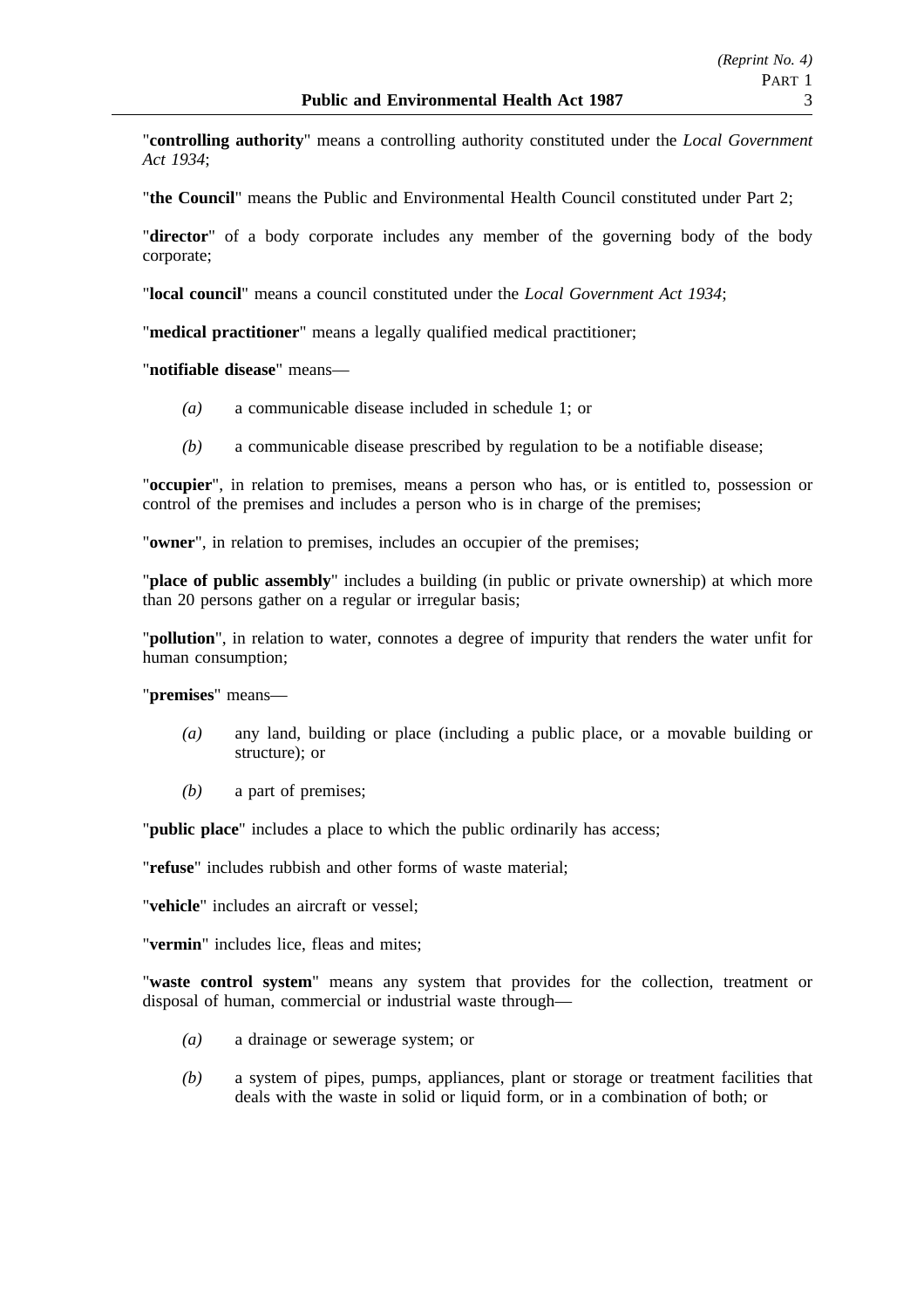"**controlling authority**" means a controlling authority constituted under the *Local Government Act 1934*;

"**the Council**" means the Public and Environmental Health Council constituted under Part 2;

"**director**" of a body corporate includes any member of the governing body of the body corporate;

"**local council**" means a council constituted under the *Local Government Act 1934*;

"**medical practitioner**" means a legally qualified medical practitioner;

"**notifiable disease**" means—

*(a)* a communicable disease included in schedule 1; or

*(b)* a communicable disease prescribed by regulation to be a notifiable disease;

"**occupier**", in relation to premises, means a person who has, or is entitled to, possession or control of the premises and includes a person who is in charge of the premises;

"**owner**", in relation to premises, includes an occupier of the premises;

"**place of public assembly**" includes a building (in public or private ownership) at which more than 20 persons gather on a regular or irregular basis;

"**pollution**", in relation to water, connotes a degree of impurity that renders the water unfit for human consumption;

"**premises**" means—

*(a)* any land, building or place (including a public place, or a movable building or structure); or

*(b)* a part of premises;

"**public place**" includes a place to which the public ordinarily has access;

"**refuse**" includes rubbish and other forms of waste material;

"**vehicle**" includes an aircraft or vessel;

"**vermin**" includes lice, fleas and mites;

"**waste control system**" means any system that provides for the collection, treatment or disposal of human, commercial or industrial waste through—

*(a)* a drainage or sewerage system; or

*(b)* a system of pipes, pumps, appliances, plant or storage or treatment facilities that deals with the waste in solid or liquid form, or in a combination of both; or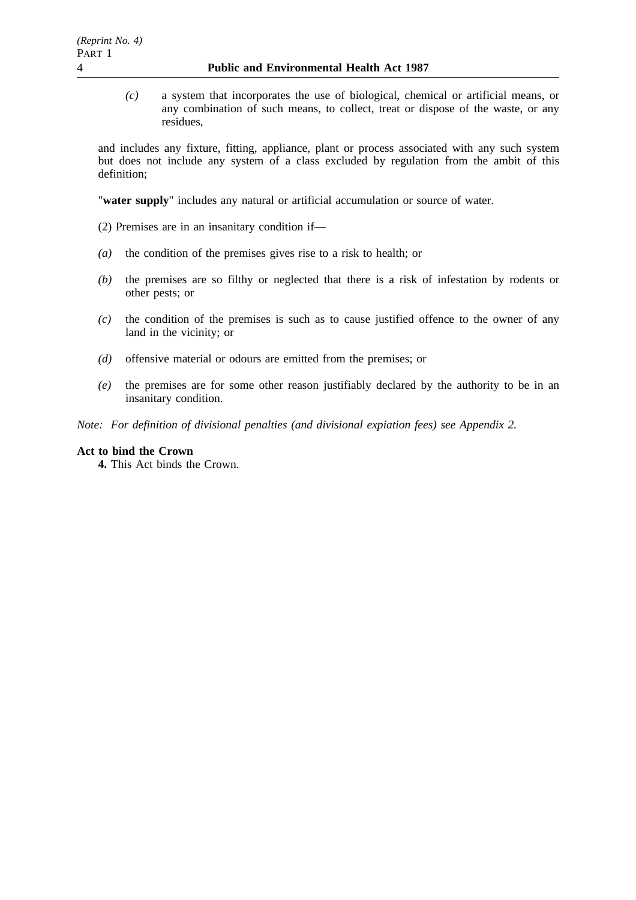*(c)* a system that incorporates the use of biological, chemical or artificial means, or any combination of such means, to collect, treat or dispose of the waste, or any residues,

and includes any fixture, fitting, appliance, plant or process associated with any such system but does not include any system of a class excluded by regulation from the ambit of this definition;

"**water supply**" includes any natural or artificial accumulation or source of water.

(2) Premises are in an insanitary condition if—

*(a)* the condition of the premises gives rise to a risk to health; or

*(b)* the premises are so filthy or neglected that there is a risk of infestation by rodents or other pests; or

*(c)* the condition of the premises is such as to cause justified offence to the owner of any land in the vicinity; or

*(d)* offensive material or odours are emitted from the premises; or

*(e)* the premises are for some other reason justifiably declared by the authority to be in an insanitary condition.

*Note: For definition of divisional penalties (and divisional expiation fees) see Appendix 2.*

**Act to bind the Crown**

**4.** This Act binds the Crown.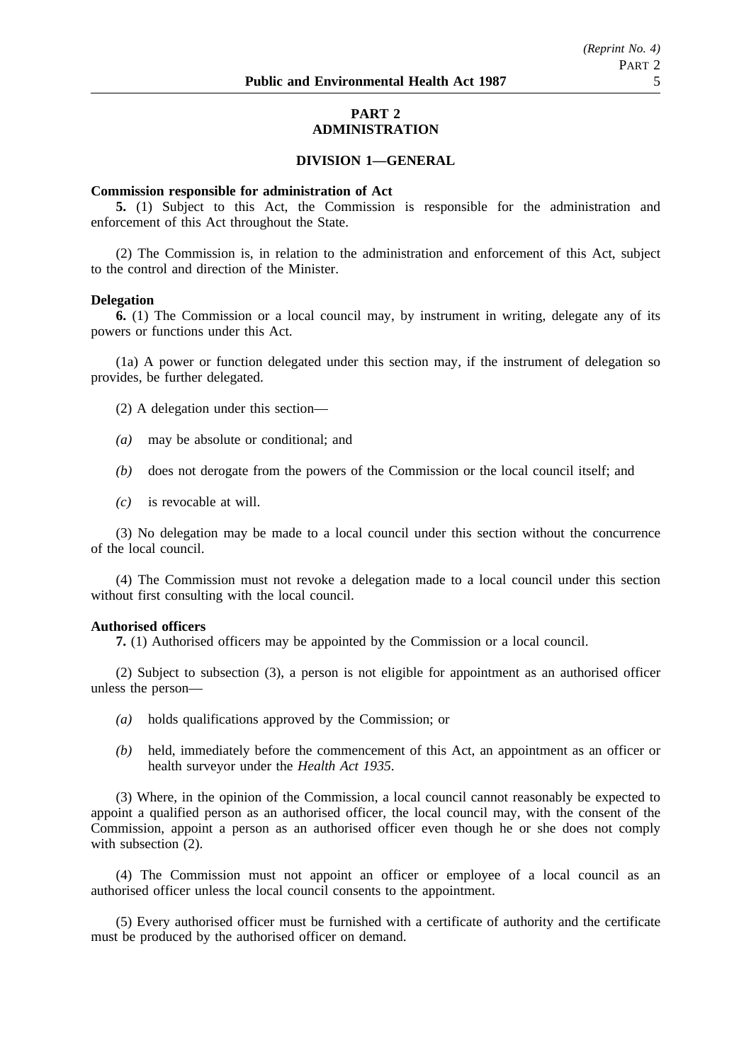# PART 2
# ADMINISTRATION

## DIVISION 1—GENERAL

**Commission responsible for administration of Act**

**5.** (1) Subject to this Act, the Commission is responsible for the administration and enforcement of this Act throughout the State.

(2) The Commission is, in relation to the administration and enforcement of this Act, subject to the control and direction of the Minister.

**Delegation**

**6.** (1) The Commission or a local council may, by instrument in writing, delegate any of its powers or functions under this Act.

(1a) A power or function delegated under this section may, if the instrument of delegation so provides, be further delegated.

(2) A delegation under this section—

*(a)* may be absolute or conditional; and

*(b)* does not derogate from the powers of the Commission or the local council itself; and

*(c)* is revocable at will.

(3) No delegation may be made to a local council under this section without the concurrence of the local council.

(4) The Commission must not revoke a delegation made to a local council under this section without first consulting with the local council.

**Authorised officers**

**7.** (1) Authorised officers may be appointed by the Commission or a local council.

(2) Subject to subsection (3), a person is not eligible for appointment as an authorised officer unless the person—

*(a)* holds qualifications approved by the Commission; or

*(b)* held, immediately before the commencement of this Act, an appointment as an officer or health surveyor under the *Health Act 1935*.

(3) Where, in the opinion of the Commission, a local council cannot reasonably be expected to appoint a qualified person as an authorised officer, the local council may, with the consent of the Commission, appoint a person as an authorised officer even though he or she does not comply with subsection (2).

(4) The Commission must not appoint an officer or employee of a local council as an authorised officer unless the local council consents to the appointment.

(5) Every authorised officer must be furnished with a certificate of authority and the certificate must be produced by the authorised officer on demand.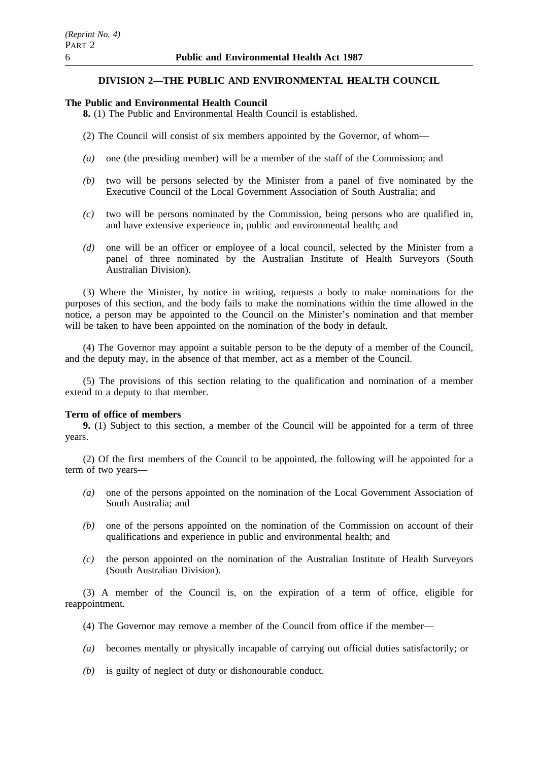## DIVISION 2—THE PUBLIC AND ENVIRONMENTAL HEALTH COUNCIL

**The Public and Environmental Health Council**

**8.** (1) The Public and Environmental Health Council is established.

(2) The Council will consist of six members appointed by the Governor, of whom—

- *(a)* one (the presiding member) will be a member of the staff of the Commission; and
- *(b)* two will be persons selected by the Minister from a panel of five nominated by the Executive Council of the Local Government Association of South Australia; and
- *(c)* two will be persons nominated by the Commission, being persons who are qualified in, and have extensive experience in, public and environmental health; and
- *(d)* one will be an officer or employee of a local council, selected by the Minister from a panel of three nominated by the Australian Institute of Health Surveyors (South Australian Division).

(3) Where the Minister, by notice in writing, requests a body to make nominations for the purposes of this section, and the body fails to make the nominations within the time allowed in the notice, a person may be appointed to the Council on the Minister's nomination and that member will be taken to have been appointed on the nomination of the body in default.

(4) The Governor may appoint a suitable person to be the deputy of a member of the Council, and the deputy may, in the absence of that member, act as a member of the Council.

(5) The provisions of this section relating to the qualification and nomination of a member extend to a deputy to that member.

**Term of office of members**

**9.** (1) Subject to this section, a member of the Council will be appointed for a term of three years.

(2) Of the first members of the Council to be appointed, the following will be appointed for a term of two years—

- *(a)* one of the persons appointed on the nomination of the Local Government Association of South Australia; and
- *(b)* one of the persons appointed on the nomination of the Commission on account of their qualifications and experience in public and environmental health; and
- *(c)* the person appointed on the nomination of the Australian Institute of Health Surveyors (South Australian Division).

(3) A member of the Council is, on the expiration of a term of office, eligible for reappointment.

(4) The Governor may remove a member of the Council from office if the member—

- *(a)* becomes mentally or physically incapable of carrying out official duties satisfactorily; or
- *(b)* is guilty of neglect of duty or dishonourable conduct.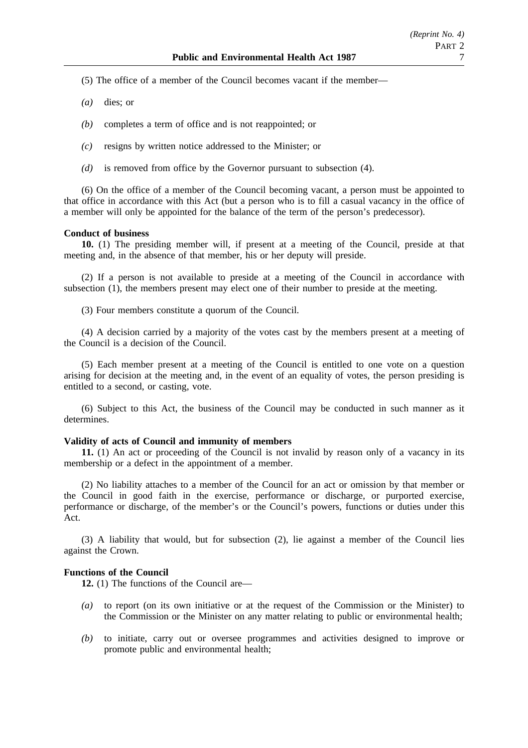(5) The office of a member of the Council becomes vacant if the member—

*(a)* dies; or

*(b)* completes a term of office and is not reappointed; or

*(c)* resigns by written notice addressed to the Minister; or

*(d)* is removed from office by the Governor pursuant to subsection (4).

(6) On the office of a member of the Council becoming vacant, a person must be appointed to that office in accordance with this Act (but a person who is to fill a casual vacancy in the office of a member will only be appointed for the balance of the term of the person's predecessor).

**Conduct of business**

**10.** (1) The presiding member will, if present at a meeting of the Council, preside at that meeting and, in the absence of that member, his or her deputy will preside.

(2) If a person is not available to preside at a meeting of the Council in accordance with subsection (1), the members present may elect one of their number to preside at the meeting.

(3) Four members constitute a quorum of the Council.

(4) A decision carried by a majority of the votes cast by the members present at a meeting of the Council is a decision of the Council.

(5) Each member present at a meeting of the Council is entitled to one vote on a question arising for decision at the meeting and, in the event of an equality of votes, the person presiding is entitled to a second, or casting, vote.

(6) Subject to this Act, the business of the Council may be conducted in such manner as it determines.

**Validity of acts of Council and immunity of members**

**11.** (1) An act or proceeding of the Council is not invalid by reason only of a vacancy in its membership or a defect in the appointment of a member.

(2) No liability attaches to a member of the Council for an act or omission by that member or the Council in good faith in the exercise, performance or discharge, or purported exercise, performance or discharge, of the member's or the Council's powers, functions or duties under this Act.

(3) A liability that would, but for subsection (2), lie against a member of the Council lies against the Crown.

**Functions of the Council**

**12.** (1) The functions of the Council are—

*(a)* to report (on its own initiative or at the request of the Commission or the Minister) to the Commission or the Minister on any matter relating to public or environmental health;

*(b)* to initiate, carry out or oversee programmes and activities designed to improve or promote public and environmental health;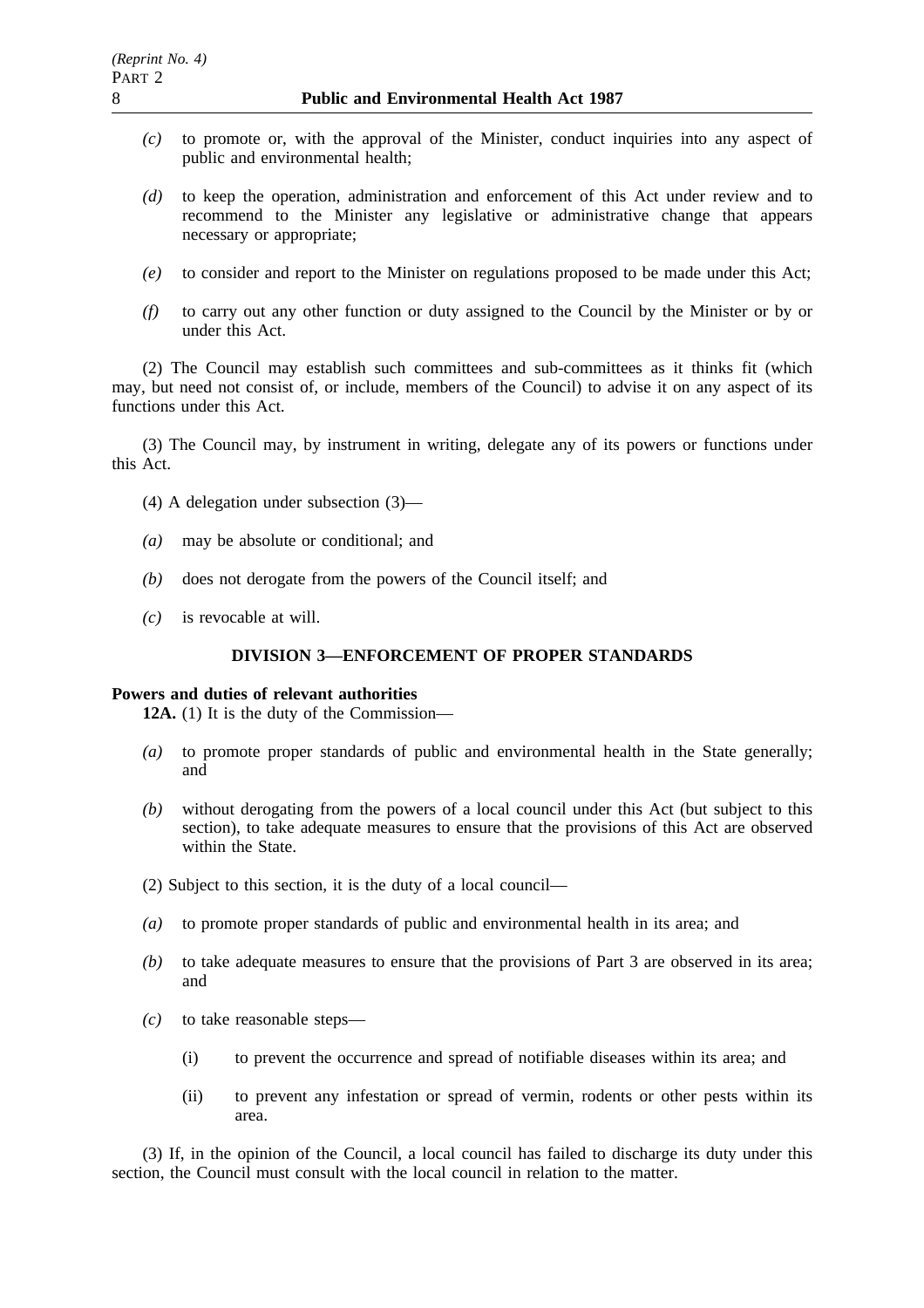*(c)* to promote or, with the approval of the Minister, conduct inquiries into any aspect of public and environmental health;

*(d)* to keep the operation, administration and enforcement of this Act under review and to recommend to the Minister any legislative or administrative change that appears necessary or appropriate;

*(e)* to consider and report to the Minister on regulations proposed to be made under this Act;

*(f)* to carry out any other function or duty assigned to the Council by the Minister or by or under this Act.

(2) The Council may establish such committees and sub-committees as it thinks fit (which may, but need not consist of, or include, members of the Council) to advise it on any aspect of its functions under this Act.

(3) The Council may, by instrument in writing, delegate any of its powers or functions under this Act.

(4) A delegation under subsection (3)—

*(a)* may be absolute or conditional; and

*(b)* does not derogate from the powers of the Council itself; and

*(c)* is revocable at will.

## DIVISION 3—ENFORCEMENT OF PROPER STANDARDS

**Powers and duties of relevant authorities**

**12A.** (1) It is the duty of the Commission—

*(a)* to promote proper standards of public and environmental health in the State generally; and

*(b)* without derogating from the powers of a local council under this Act (but subject to this section), to take adequate measures to ensure that the provisions of this Act are observed within the State.

(2) Subject to this section, it is the duty of a local council—

*(a)* to promote proper standards of public and environmental health in its area; and

*(b)* to take adequate measures to ensure that the provisions of Part 3 are observed in its area; and

*(c)* to take reasonable steps—

(i) to prevent the occurrence and spread of notifiable diseases within its area; and

(ii) to prevent any infestation or spread of vermin, rodents or other pests within its area.

(3) If, in the opinion of the Council, a local council has failed to discharge its duty under this section, the Council must consult with the local council in relation to the matter.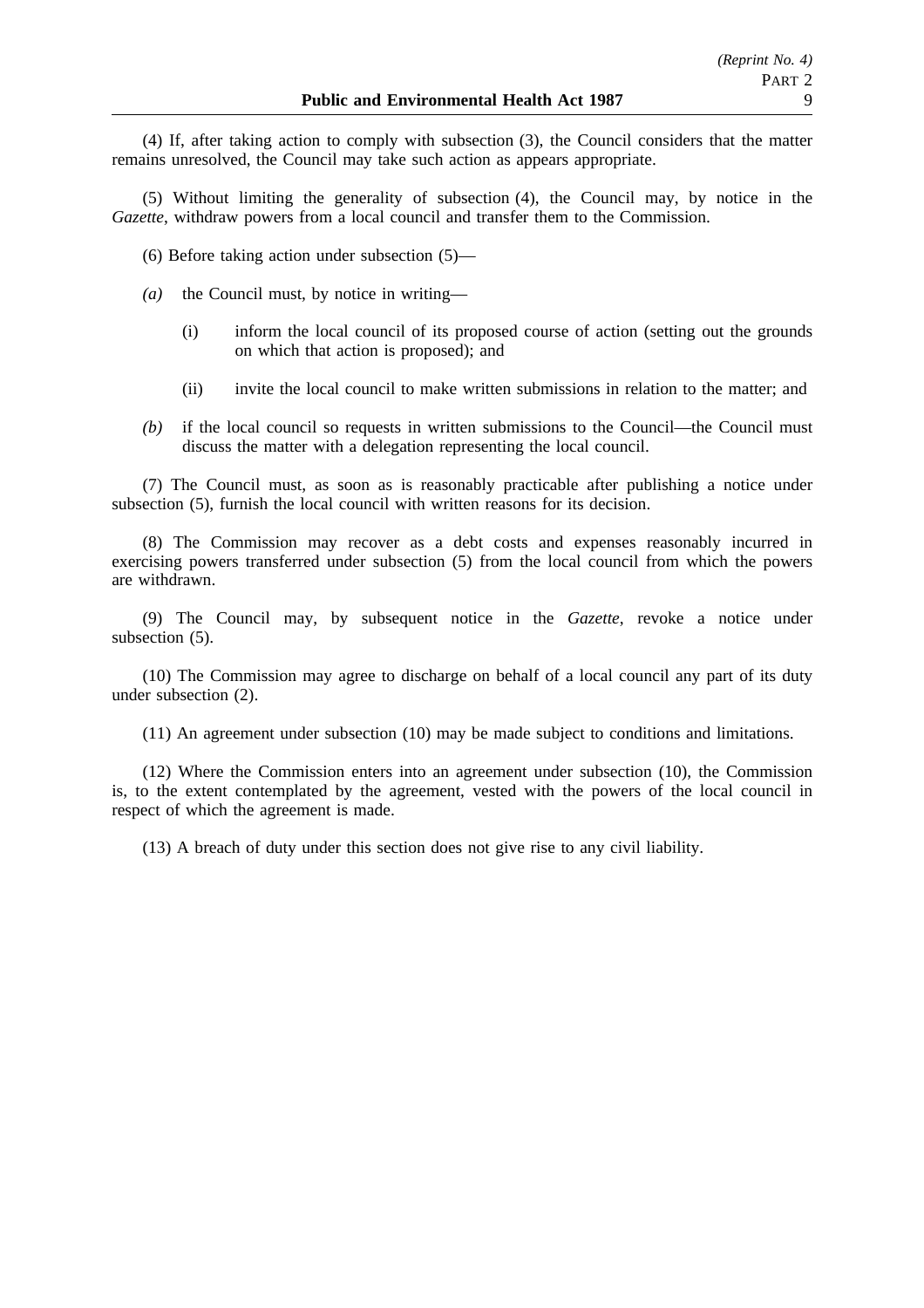(4) If, after taking action to comply with subsection (3), the Council considers that the matter remains unresolved, the Council may take such action as appears appropriate.

(5) Without limiting the generality of subsection (4), the Council may, by notice in the *Gazette*, withdraw powers from a local council and transfer them to the Commission.

(6) Before taking action under subsection (5)—

*(a)* the Council must, by notice in writing—

(i) inform the local council of its proposed course of action (setting out the grounds on which that action is proposed); and

(ii) invite the local council to make written submissions in relation to the matter; and

*(b)* if the local council so requests in written submissions to the Council—the Council must discuss the matter with a delegation representing the local council.

(7) The Council must, as soon as is reasonably practicable after publishing a notice under subsection (5), furnish the local council with written reasons for its decision.

(8) The Commission may recover as a debt costs and expenses reasonably incurred in exercising powers transferred under subsection (5) from the local council from which the powers are withdrawn.

(9) The Council may, by subsequent notice in the *Gazette*, revoke a notice under subsection (5).

(10) The Commission may agree to discharge on behalf of a local council any part of its duty under subsection (2).

(11) An agreement under subsection (10) may be made subject to conditions and limitations.

(12) Where the Commission enters into an agreement under subsection (10), the Commission is, to the extent contemplated by the agreement, vested with the powers of the local council in respect of which the agreement is made.

(13) A breach of duty under this section does not give rise to any civil liability.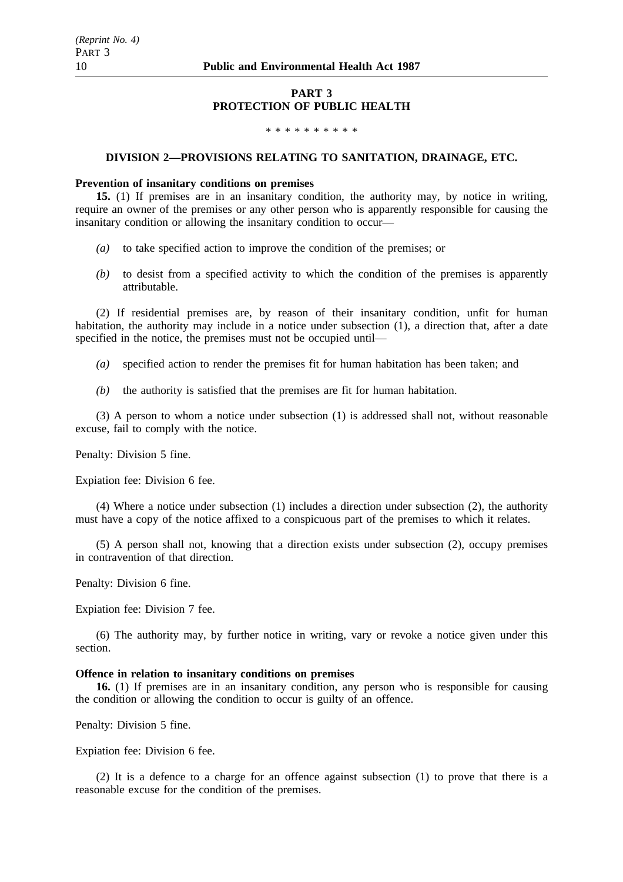# PART 3
# PROTECTION OF PUBLIC HEALTH

\* \* \* \* \* \* \* \* \* \*

## DIVISION 2—PROVISIONS RELATING TO SANITATION, DRAINAGE, ETC.

**Prevention of insanitary conditions on premises**

**15.** (1) If premises are in an insanitary condition, the authority may, by notice in writing, require an owner of the premises or any other person who is apparently responsible for causing the insanitary condition or allowing the insanitary condition to occur—

*(a)* to take specified action to improve the condition of the premises; or

*(b)* to desist from a specified activity to which the condition of the premises is apparently attributable.

(2) If residential premises are, by reason of their insanitary condition, unfit for human habitation, the authority may include in a notice under subsection (1), a direction that, after a date specified in the notice, the premises must not be occupied until—

*(a)* specified action to render the premises fit for human habitation has been taken; and

*(b)* the authority is satisfied that the premises are fit for human habitation.

(3) A person to whom a notice under subsection (1) is addressed shall not, without reasonable excuse, fail to comply with the notice.

Penalty: Division 5 fine.

Expiation fee: Division 6 fee.

(4) Where a notice under subsection (1) includes a direction under subsection (2), the authority must have a copy of the notice affixed to a conspicuous part of the premises to which it relates.

(5) A person shall not, knowing that a direction exists under subsection (2), occupy premises in contravention of that direction.

Penalty: Division 6 fine.

Expiation fee: Division 7 fee.

(6) The authority may, by further notice in writing, vary or revoke a notice given under this section.

**Offence in relation to insanitary conditions on premises**

**16.** (1) If premises are in an insanitary condition, any person who is responsible for causing the condition or allowing the condition to occur is guilty of an offence.

Penalty: Division 5 fine.

Expiation fee: Division 6 fee.

(2) It is a defence to a charge for an offence against subsection (1) to prove that there is a reasonable excuse for the condition of the premises.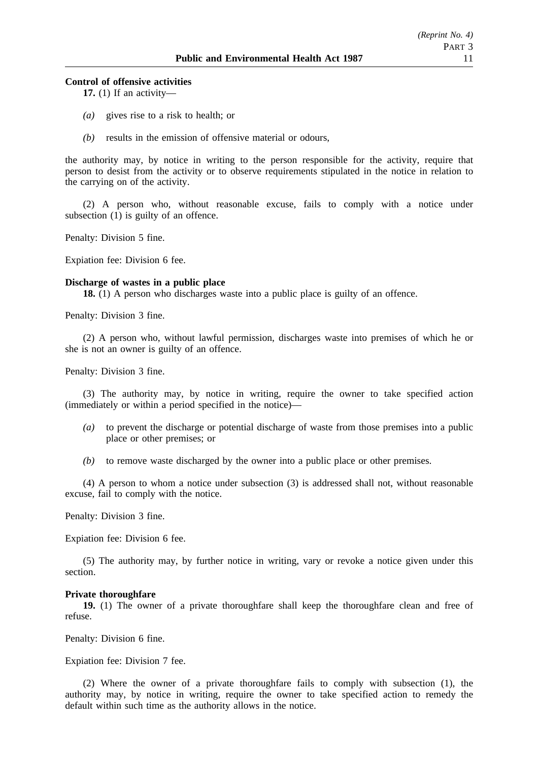**Control of offensive activities**

**17.** (1) If an activity—

*(a)* gives rise to a risk to health; or

*(b)* results in the emission of offensive material or odours,

the authority may, by notice in writing to the person responsible for the activity, require that person to desist from the activity or to observe requirements stipulated in the notice in relation to the carrying on of the activity.

(2) A person who, without reasonable excuse, fails to comply with a notice under subsection (1) is guilty of an offence.

Penalty: Division 5 fine.

Expiation fee: Division 6 fee.

**Discharge of wastes in a public place**

**18.** (1) A person who discharges waste into a public place is guilty of an offence.

Penalty: Division 3 fine.

(2) A person who, without lawful permission, discharges waste into premises of which he or she is not an owner is guilty of an offence.

Penalty: Division 3 fine.

(3) The authority may, by notice in writing, require the owner to take specified action (immediately or within a period specified in the notice)—

*(a)* to prevent the discharge or potential discharge of waste from those premises into a public place or other premises; or

*(b)* to remove waste discharged by the owner into a public place or other premises.

(4) A person to whom a notice under subsection (3) is addressed shall not, without reasonable excuse, fail to comply with the notice.

Penalty: Division 3 fine.

Expiation fee: Division 6 fee.

(5) The authority may, by further notice in writing, vary or revoke a notice given under this section.

**Private thoroughfare**

**19.** (1) The owner of a private thoroughfare shall keep the thoroughfare clean and free of refuse.

Penalty: Division 6 fine.

Expiation fee: Division 7 fee.

(2) Where the owner of a private thoroughfare fails to comply with subsection (1), the authority may, by notice in writing, require the owner to take specified action to remedy the default within such time as the authority allows in the notice.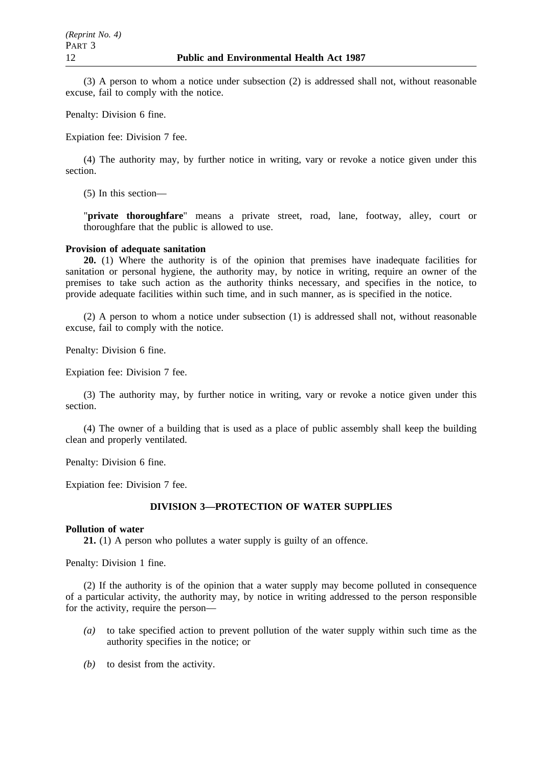(3) A person to whom a notice under subsection (2) is addressed shall not, without reasonable excuse, fail to comply with the notice.

Penalty: Division 6 fine.

Expiation fee: Division 7 fee.

(4) The authority may, by further notice in writing, vary or revoke a notice given under this section.

(5) In this section—

"**private thoroughfare**" means a private street, road, lane, footway, alley, court or thoroughfare that the public is allowed to use.

**Provision of adequate sanitation**

**20.** (1) Where the authority is of the opinion that premises have inadequate facilities for sanitation or personal hygiene, the authority may, by notice in writing, require an owner of the premises to take such action as the authority thinks necessary, and specifies in the notice, to provide adequate facilities within such time, and in such manner, as is specified in the notice.

(2) A person to whom a notice under subsection (1) is addressed shall not, without reasonable excuse, fail to comply with the notice.

Penalty: Division 6 fine.

Expiation fee: Division 7 fee.

(3) The authority may, by further notice in writing, vary or revoke a notice given under this section.

(4) The owner of a building that is used as a place of public assembly shall keep the building clean and properly ventilated.

Penalty: Division 6 fine.

Expiation fee: Division 7 fee.

## DIVISION 3—PROTECTION OF WATER SUPPLIES

**Pollution of water**

**21.** (1) A person who pollutes a water supply is guilty of an offence.

Penalty: Division 1 fine.

(2) If the authority is of the opinion that a water supply may become polluted in consequence of a particular activity, the authority may, by notice in writing addressed to the person responsible for the activity, require the person—

*(a)* to take specified action to prevent pollution of the water supply within such time as the authority specifies in the notice; or

*(b)* to desist from the activity.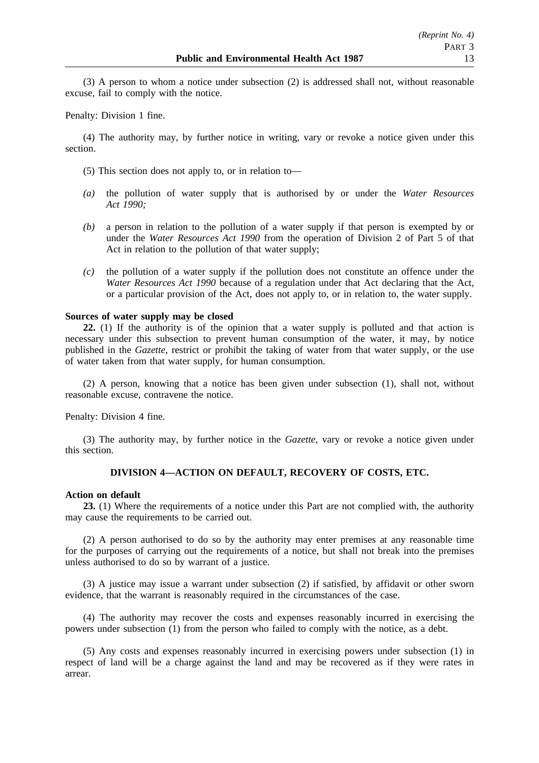(3) A person to whom a notice under subsection (2) is addressed shall not, without reasonable excuse, fail to comply with the notice.

Penalty: Division 1 fine.

(4) The authority may, by further notice in writing, vary or revoke a notice given under this section.

(5) This section does not apply to, or in relation to—

*(a)* the pollution of water supply that is authorised by or under the *Water Resources Act 1990;*

*(b)* a person in relation to the pollution of a water supply if that person is exempted by or under the *Water Resources Act 1990* from the operation of Division 2 of Part 5 of that Act in relation to the pollution of that water supply;

*(c)* the pollution of a water supply if the pollution does not constitute an offence under the *Water Resources Act 1990* because of a regulation under that Act declaring that the Act, or a particular provision of the Act, does not apply to, or in relation to, the water supply.

**Sources of water supply may be closed**

**22.** (1) If the authority is of the opinion that a water supply is polluted and that action is necessary under this subsection to prevent human consumption of the water, it may, by notice published in the *Gazette*, restrict or prohibit the taking of water from that water supply, or the use of water taken from that water supply, for human consumption.

(2) A person, knowing that a notice has been given under subsection (1), shall not, without reasonable excuse, contravene the notice.

Penalty: Division 4 fine.

(3) The authority may, by further notice in the *Gazette*, vary or revoke a notice given under this section.

## DIVISION 4—ACTION ON DEFAULT, RECOVERY OF COSTS, ETC.

**Action on default**

**23.** (1) Where the requirements of a notice under this Part are not complied with, the authority may cause the requirements to be carried out.

(2) A person authorised to do so by the authority may enter premises at any reasonable time for the purposes of carrying out the requirements of a notice, but shall not break into the premises unless authorised to do so by warrant of a justice.

(3) A justice may issue a warrant under subsection (2) if satisfied, by affidavit or other sworn evidence, that the warrant is reasonably required in the circumstances of the case.

(4) The authority may recover the costs and expenses reasonably incurred in exercising the powers under subsection (1) from the person who failed to comply with the notice, as a debt.

(5) Any costs and expenses reasonably incurred in exercising powers under subsection (1) in respect of land will be a charge against the land and may be recovered as if they were rates in arrear.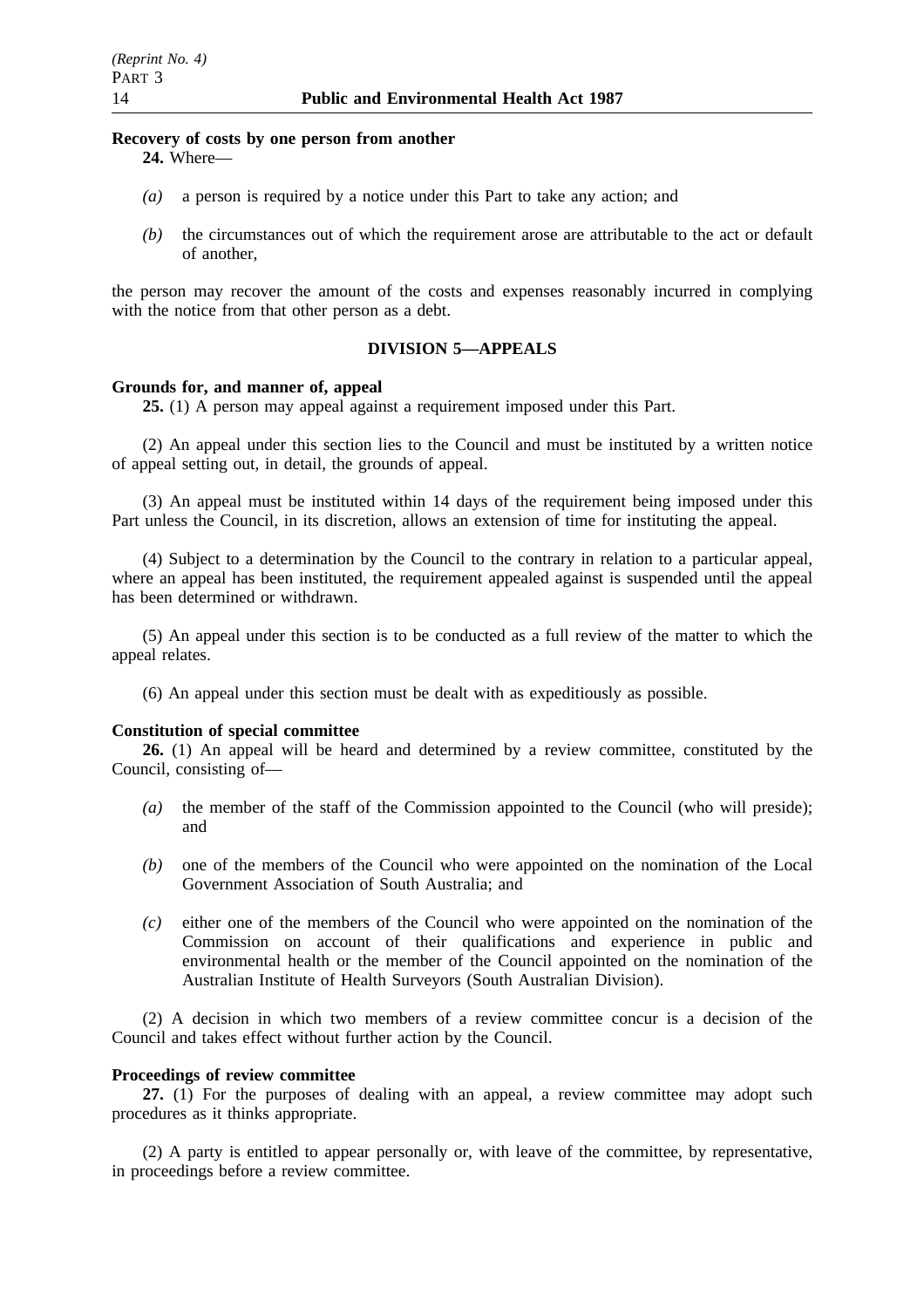**Recovery of costs by one person from another**

**24.** Where—

*(a)* a person is required by a notice under this Part to take any action; and

*(b)* the circumstances out of which the requirement arose are attributable to the act or default of another,

the person may recover the amount of the costs and expenses reasonably incurred in complying with the notice from that other person as a debt.

## DIVISION 5—APPEALS

**Grounds for, and manner of, appeal**

**25.** (1) A person may appeal against a requirement imposed under this Part.

(2) An appeal under this section lies to the Council and must be instituted by a written notice of appeal setting out, in detail, the grounds of appeal.

(3) An appeal must be instituted within 14 days of the requirement being imposed under this Part unless the Council, in its discretion, allows an extension of time for instituting the appeal.

(4) Subject to a determination by the Council to the contrary in relation to a particular appeal, where an appeal has been instituted, the requirement appealed against is suspended until the appeal has been determined or withdrawn.

(5) An appeal under this section is to be conducted as a full review of the matter to which the appeal relates.

(6) An appeal under this section must be dealt with as expeditiously as possible.

**Constitution of special committee**

**26.** (1) An appeal will be heard and determined by a review committee, constituted by the Council, consisting of—

*(a)* the member of the staff of the Commission appointed to the Council (who will preside); and

*(b)* one of the members of the Council who were appointed on the nomination of the Local Government Association of South Australia; and

*(c)* either one of the members of the Council who were appointed on the nomination of the Commission on account of their qualifications and experience in public and environmental health or the member of the Council appointed on the nomination of the Australian Institute of Health Surveyors (South Australian Division).

(2) A decision in which two members of a review committee concur is a decision of the Council and takes effect without further action by the Council.

**Proceedings of review committee**

**27.** (1) For the purposes of dealing with an appeal, a review committee may adopt such procedures as it thinks appropriate.

(2) A party is entitled to appear personally or, with leave of the committee, by representative, in proceedings before a review committee.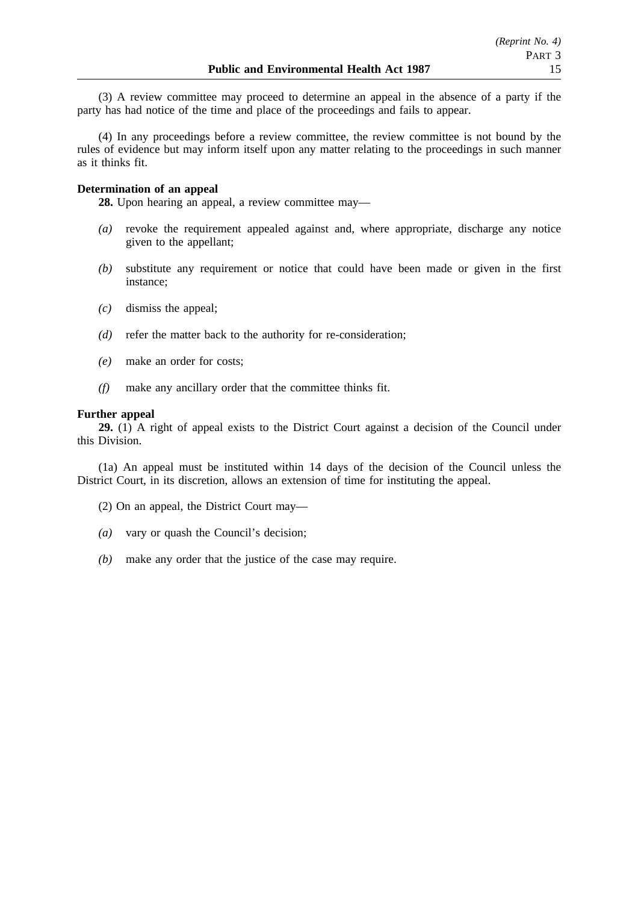(3) A review committee may proceed to determine an appeal in the absence of a party if the party has had notice of the time and place of the proceedings and fails to appear.

(4) In any proceedings before a review committee, the review committee is not bound by the rules of evidence but may inform itself upon any matter relating to the proceedings in such manner as it thinks fit.

**Determination of an appeal**

**28.** Upon hearing an appeal, a review committee may—

*(a)* revoke the requirement appealed against and, where appropriate, discharge any notice given to the appellant;

*(b)* substitute any requirement or notice that could have been made or given in the first instance;

*(c)* dismiss the appeal;

*(d)* refer the matter back to the authority for re-consideration;

*(e)* make an order for costs;

*(f)* make any ancillary order that the committee thinks fit.

**Further appeal**

**29.** (1) A right of appeal exists to the District Court against a decision of the Council under this Division.

(1a) An appeal must be instituted within 14 days of the decision of the Council unless the District Court, in its discretion, allows an extension of time for instituting the appeal.

(2) On an appeal, the District Court may—

*(a)* vary or quash the Council's decision;

*(b)* make any order that the justice of the case may require.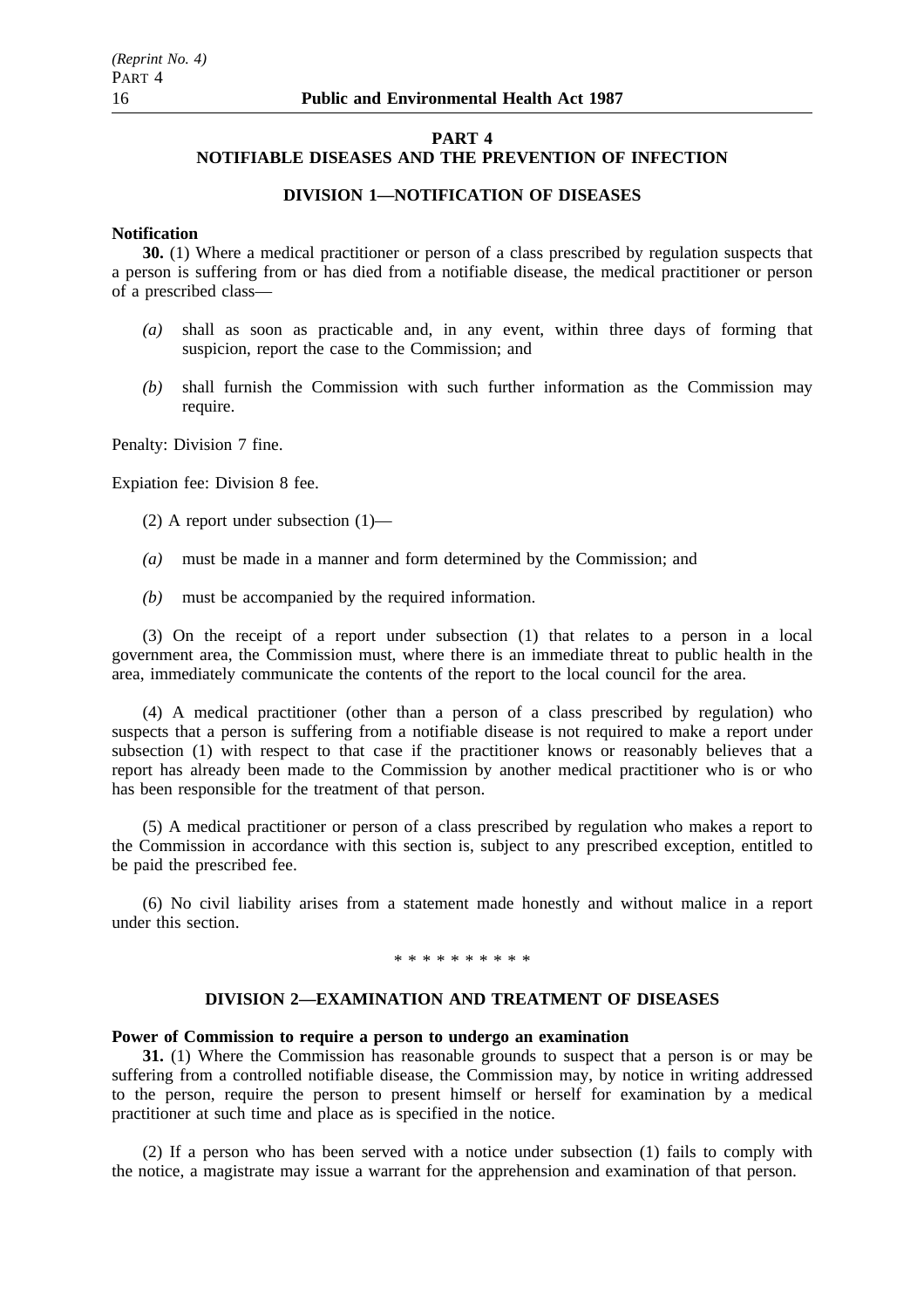## PART 4
## NOTIFIABLE DISEASES AND THE PREVENTION OF INFECTION

### DIVISION 1—NOTIFICATION OF DISEASES

**Notification**

**30.** (1) Where a medical practitioner or person of a class prescribed by regulation suspects that a person is suffering from or has died from a notifiable disease, the medical practitioner or person of a prescribed class—

*(a)* shall as soon as practicable and, in any event, within three days of forming that suspicion, report the case to the Commission; and

*(b)* shall furnish the Commission with such further information as the Commission may require.

Penalty: Division 7 fine.

Expiation fee: Division 8 fee.

(2) A report under subsection (1)—

*(a)* must be made in a manner and form determined by the Commission; and

*(b)* must be accompanied by the required information.

(3) On the receipt of a report under subsection (1) that relates to a person in a local government area, the Commission must, where there is an immediate threat to public health in the area, immediately communicate the contents of the report to the local council for the area.

(4) A medical practitioner (other than a person of a class prescribed by regulation) who suspects that a person is suffering from a notifiable disease is not required to make a report under subsection (1) with respect to that case if the practitioner knows or reasonably believes that a report has already been made to the Commission by another medical practitioner who is or who has been responsible for the treatment of that person.

(5) A medical practitioner or person of a class prescribed by regulation who makes a report to the Commission in accordance with this section is, subject to any prescribed exception, entitled to be paid the prescribed fee.

(6) No civil liability arises from a statement made honestly and without malice in a report under this section.

\* \* \* \* \* \* \* \* \* \*

### DIVISION 2—EXAMINATION AND TREATMENT OF DISEASES

**Power of Commission to require a person to undergo an examination**

**31.** (1) Where the Commission has reasonable grounds to suspect that a person is or may be suffering from a controlled notifiable disease, the Commission may, by notice in writing addressed to the person, require the person to present himself or herself for examination by a medical practitioner at such time and place as is specified in the notice.

(2) If a person who has been served with a notice under subsection (1) fails to comply with the notice, a magistrate may issue a warrant for the apprehension and examination of that person.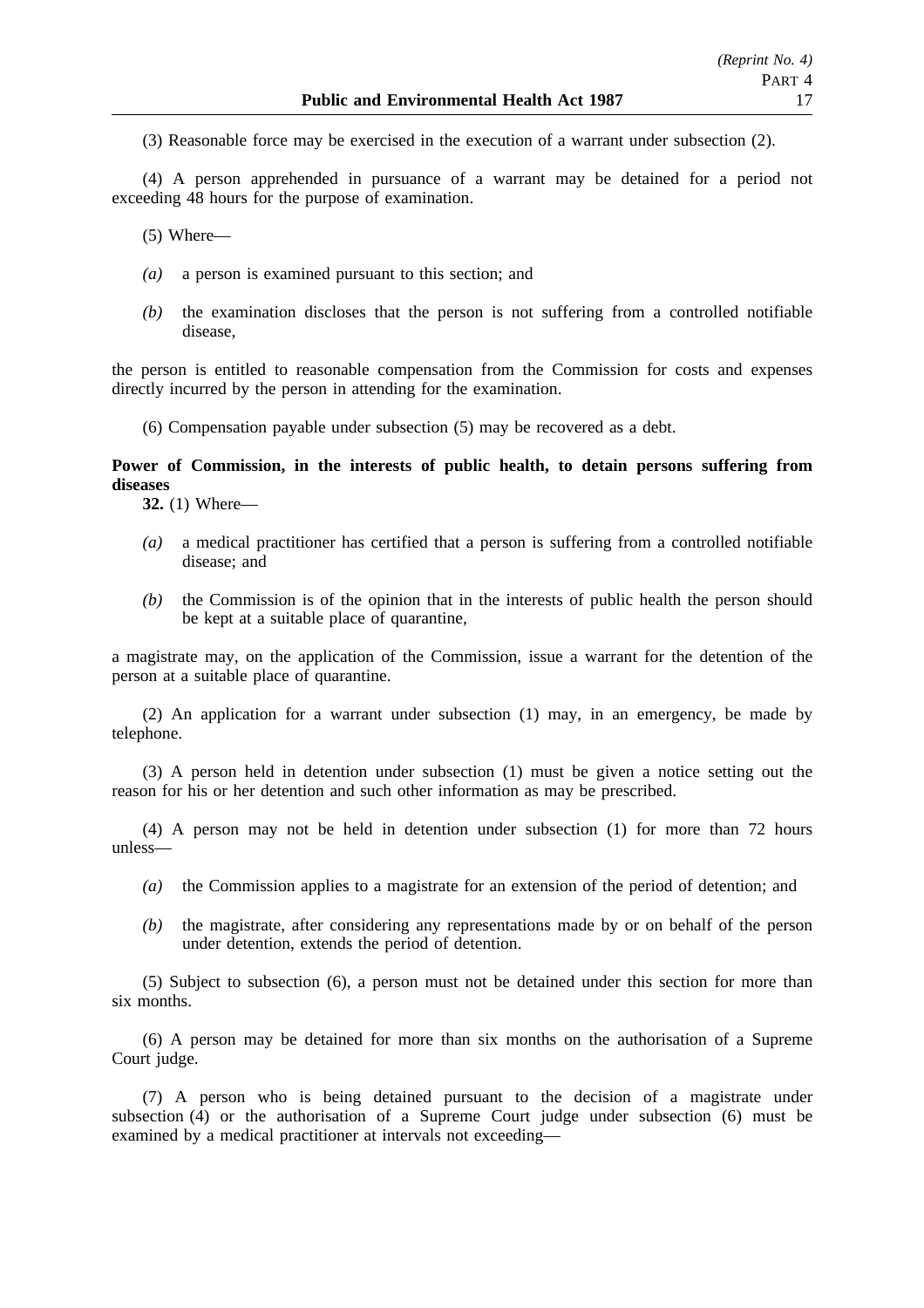(3) Reasonable force may be exercised in the execution of a warrant under subsection (2).

(4) A person apprehended in pursuance of a warrant may be detained for a period not exceeding 48 hours for the purpose of examination.

(5) Where—

- *(a)* a person is examined pursuant to this section; and
- *(b)* the examination discloses that the person is not suffering from a controlled notifiable disease,

the person is entitled to reasonable compensation from the Commission for costs and expenses directly incurred by the person in attending for the examination.

(6) Compensation payable under subsection (5) may be recovered as a debt.

**Power of Commission, in the interests of public health, to detain persons suffering from diseases**

**32.** (1) Where—

- *(a)* a medical practitioner has certified that a person is suffering from a controlled notifiable disease; and
- *(b)* the Commission is of the opinion that in the interests of public health the person should be kept at a suitable place of quarantine,

a magistrate may, on the application of the Commission, issue a warrant for the detention of the person at a suitable place of quarantine.

(2) An application for a warrant under subsection (1) may, in an emergency, be made by telephone.

(3) A person held in detention under subsection (1) must be given a notice setting out the reason for his or her detention and such other information as may be prescribed.

(4) A person may not be held in detention under subsection (1) for more than 72 hours unless—

- *(a)* the Commission applies to a magistrate for an extension of the period of detention; and
- *(b)* the magistrate, after considering any representations made by or on behalf of the person under detention, extends the period of detention.

(5) Subject to subsection (6), a person must not be detained under this section for more than six months.

(6) A person may be detained for more than six months on the authorisation of a Supreme Court judge.

(7) A person who is being detained pursuant to the decision of a magistrate under subsection (4) or the authorisation of a Supreme Court judge under subsection (6) must be examined by a medical practitioner at intervals not exceeding—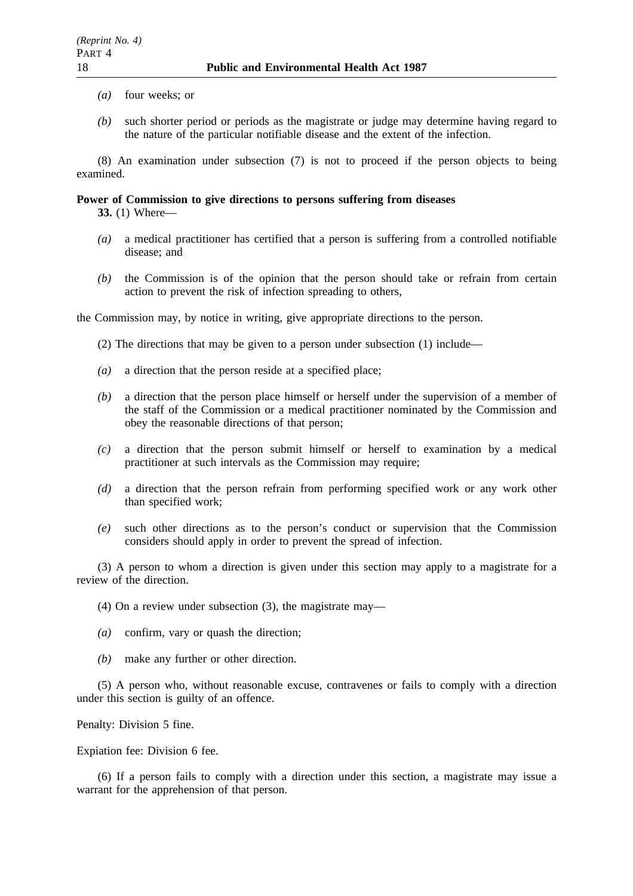*(a)* four weeks; or

*(b)* such shorter period or periods as the magistrate or judge may determine having regard to the nature of the particular notifiable disease and the extent of the infection.

(8) An examination under subsection (7) is not to proceed if the person objects to being examined.

**Power of Commission to give directions to persons suffering from diseases**

**33.** (1) Where—

*(a)* a medical practitioner has certified that a person is suffering from a controlled notifiable disease; and

*(b)* the Commission is of the opinion that the person should take or refrain from certain action to prevent the risk of infection spreading to others,

the Commission may, by notice in writing, give appropriate directions to the person.

(2) The directions that may be given to a person under subsection (1) include—

*(a)* a direction that the person reside at a specified place;

*(b)* a direction that the person place himself or herself under the supervision of a member of the staff of the Commission or a medical practitioner nominated by the Commission and obey the reasonable directions of that person;

*(c)* a direction that the person submit himself or herself to examination by a medical practitioner at such intervals as the Commission may require;

*(d)* a direction that the person refrain from performing specified work or any work other than specified work;

*(e)* such other directions as to the person's conduct or supervision that the Commission considers should apply in order to prevent the spread of infection.

(3) A person to whom a direction is given under this section may apply to a magistrate for a review of the direction.

(4) On a review under subsection (3), the magistrate may—

*(a)* confirm, vary or quash the direction;

*(b)* make any further or other direction.

(5) A person who, without reasonable excuse, contravenes or fails to comply with a direction under this section is guilty of an offence.

Penalty: Division 5 fine.

Expiation fee: Division 6 fee.

(6) If a person fails to comply with a direction under this section, a magistrate may issue a warrant for the apprehension of that person.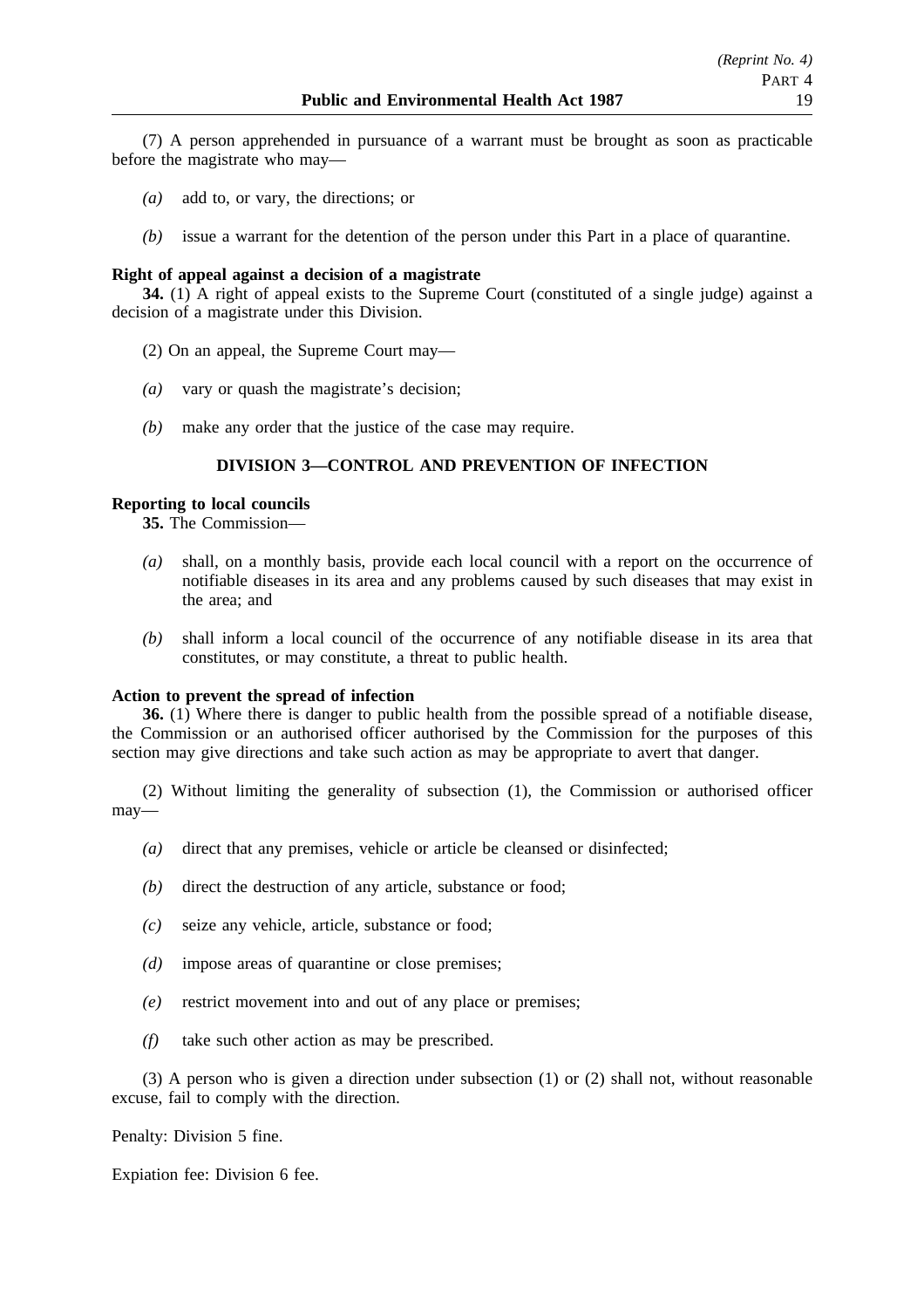(7) A person apprehended in pursuance of a warrant must be brought as soon as practicable before the magistrate who may—

*(a)* add to, or vary, the directions; or

*(b)* issue a warrant for the detention of the person under this Part in a place of quarantine.

**Right of appeal against a decision of a magistrate**

**34.** (1) A right of appeal exists to the Supreme Court (constituted of a single judge) against a decision of a magistrate under this Division.

(2) On an appeal, the Supreme Court may—

*(a)* vary or quash the magistrate's decision;

*(b)* make any order that the justice of the case may require.

## DIVISION 3—CONTROL AND PREVENTION OF INFECTION

**Reporting to local councils**

**35.** The Commission—

*(a)* shall, on a monthly basis, provide each local council with a report on the occurrence of notifiable diseases in its area and any problems caused by such diseases that may exist in the area; and

*(b)* shall inform a local council of the occurrence of any notifiable disease in its area that constitutes, or may constitute, a threat to public health.

**Action to prevent the spread of infection**

**36.** (1) Where there is danger to public health from the possible spread of a notifiable disease, the Commission or an authorised officer authorised by the Commission for the purposes of this section may give directions and take such action as may be appropriate to avert that danger.

(2) Without limiting the generality of subsection (1), the Commission or authorised officer may—

*(a)* direct that any premises, vehicle or article be cleansed or disinfected;

*(b)* direct the destruction of any article, substance or food;

*(c)* seize any vehicle, article, substance or food;

*(d)* impose areas of quarantine or close premises;

*(e)* restrict movement into and out of any place or premises;

*(f)* take such other action as may be prescribed.

(3) A person who is given a direction under subsection (1) or (2) shall not, without reasonable excuse, fail to comply with the direction.

Penalty: Division 5 fine.

Expiation fee: Division 6 fee.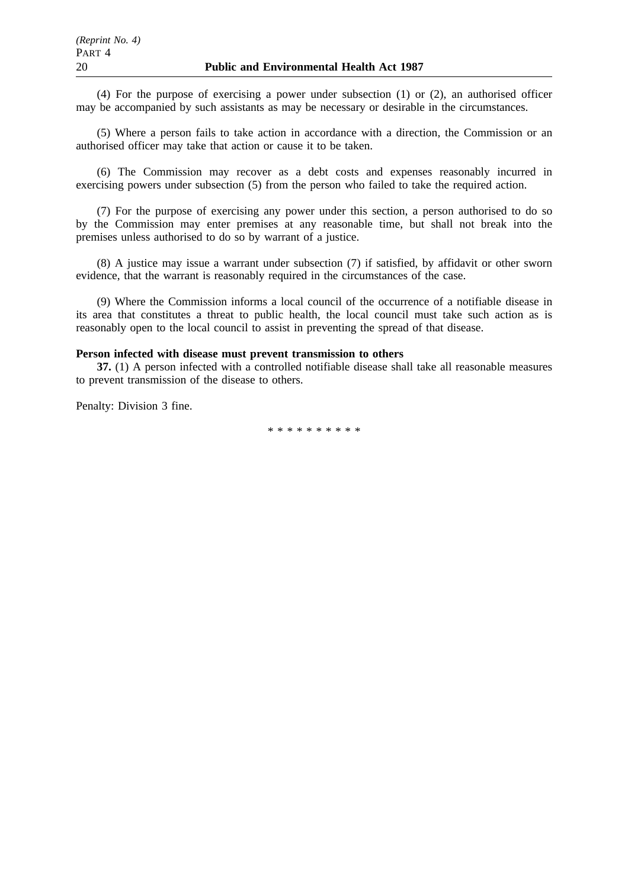(4) For the purpose of exercising a power under subsection (1) or (2), an authorised officer may be accompanied by such assistants as may be necessary or desirable in the circumstances.

(5) Where a person fails to take action in accordance with a direction, the Commission or an authorised officer may take that action or cause it to be taken.

(6) The Commission may recover as a debt costs and expenses reasonably incurred in exercising powers under subsection (5) from the person who failed to take the required action.

(7) For the purpose of exercising any power under this section, a person authorised to do so by the Commission may enter premises at any reasonable time, but shall not break into the premises unless authorised to do so by warrant of a justice.

(8) A justice may issue a warrant under subsection (7) if satisfied, by affidavit or other sworn evidence, that the warrant is reasonably required in the circumstances of the case.

(9) Where the Commission informs a local council of the occurrence of a notifiable disease in its area that constitutes a threat to public health, the local council must take such action as is reasonably open to the local council to assist in preventing the spread of that disease.

**Person infected with disease must prevent transmission to others**

**37.** (1) A person infected with a controlled notifiable disease shall take all reasonable measures to prevent transmission of the disease to others.

Penalty: Division 3 fine.

\* \* \* \* \* \* \* \* \* \*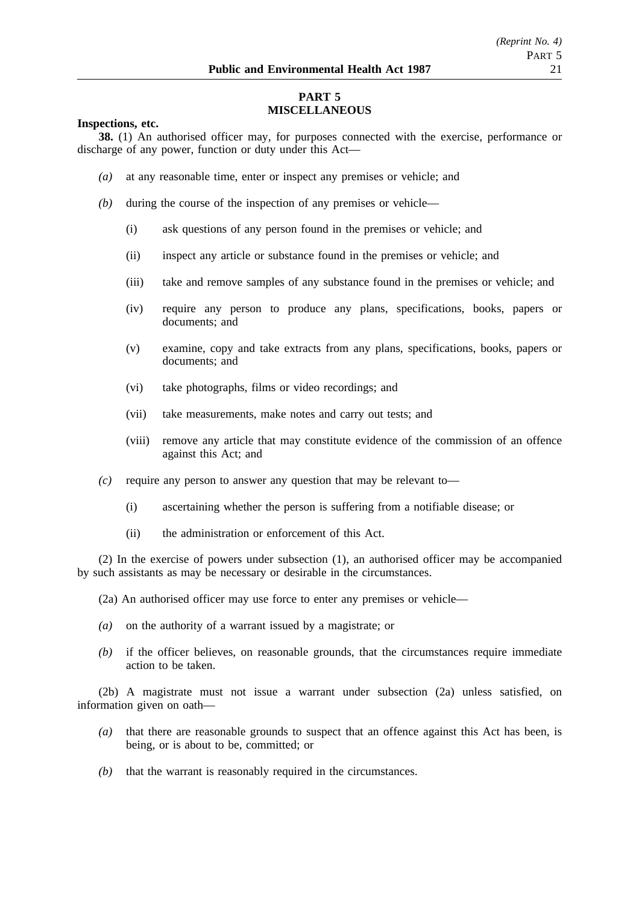## PART 5
## MISCELLANEOUS

**Inspections, etc.**

**38.** (1) An authorised officer may, for purposes connected with the exercise, performance or discharge of any power, function or duty under this Act—

*(a)* at any reasonable time, enter or inspect any premises or vehicle; and

*(b)* during the course of the inspection of any premises or vehicle—

(i) ask questions of any person found in the premises or vehicle; and

(ii) inspect any article or substance found in the premises or vehicle; and

(iii) take and remove samples of any substance found in the premises or vehicle; and

(iv) require any person to produce any plans, specifications, books, papers or documents; and

(v) examine, copy and take extracts from any plans, specifications, books, papers or documents; and

(vi) take photographs, films or video recordings; and

(vii) take measurements, make notes and carry out tests; and

(viii) remove any article that may constitute evidence of the commission of an offence against this Act; and

*(c)* require any person to answer any question that may be relevant to—

(i) ascertaining whether the person is suffering from a notifiable disease; or

(ii) the administration or enforcement of this Act.

(2) In the exercise of powers under subsection (1), an authorised officer may be accompanied by such assistants as may be necessary or desirable in the circumstances.

(2a) An authorised officer may use force to enter any premises or vehicle—

*(a)* on the authority of a warrant issued by a magistrate; or

*(b)* if the officer believes, on reasonable grounds, that the circumstances require immediate action to be taken.

(2b) A magistrate must not issue a warrant under subsection (2a) unless satisfied, on information given on oath—

*(a)* that there are reasonable grounds to suspect that an offence against this Act has been, is being, or is about to be, committed; or

*(b)* that the warrant is reasonably required in the circumstances.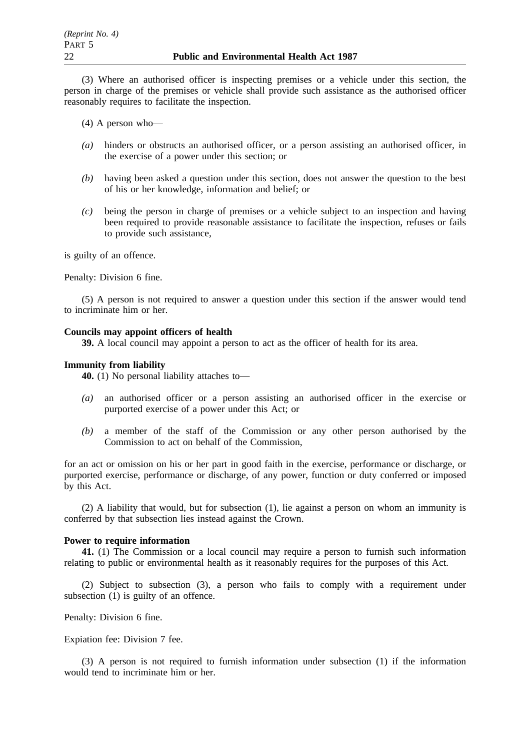(3) Where an authorised officer is inspecting premises or a vehicle under this section, the person in charge of the premises or vehicle shall provide such assistance as the authorised officer reasonably requires to facilitate the inspection.

(4) A person who—

*(a)* hinders or obstructs an authorised officer, or a person assisting an authorised officer, in the exercise of a power under this section; or

*(b)* having been asked a question under this section, does not answer the question to the best of his or her knowledge, information and belief; or

*(c)* being the person in charge of premises or a vehicle subject to an inspection and having been required to provide reasonable assistance to facilitate the inspection, refuses or fails to provide such assistance,

is guilty of an offence.

Penalty: Division 6 fine.

(5) A person is not required to answer a question under this section if the answer would tend to incriminate him or her.

**Councils may appoint officers of health**

**39.** A local council may appoint a person to act as the officer of health for its area.

**Immunity from liability**

**40.** (1) No personal liability attaches to—

*(a)* an authorised officer or a person assisting an authorised officer in the exercise or purported exercise of a power under this Act; or

*(b)* a member of the staff of the Commission or any other person authorised by the Commission to act on behalf of the Commission,

for an act or omission on his or her part in good faith in the exercise, performance or discharge, or purported exercise, performance or discharge, of any power, function or duty conferred or imposed by this Act.

(2) A liability that would, but for subsection (1), lie against a person on whom an immunity is conferred by that subsection lies instead against the Crown.

**Power to require information**

**41.** (1) The Commission or a local council may require a person to furnish such information relating to public or environmental health as it reasonably requires for the purposes of this Act.

(2) Subject to subsection (3), a person who fails to comply with a requirement under subsection (1) is guilty of an offence.

Penalty: Division 6 fine.

Expiation fee: Division 7 fee.

(3) A person is not required to furnish information under subsection (1) if the information would tend to incriminate him or her.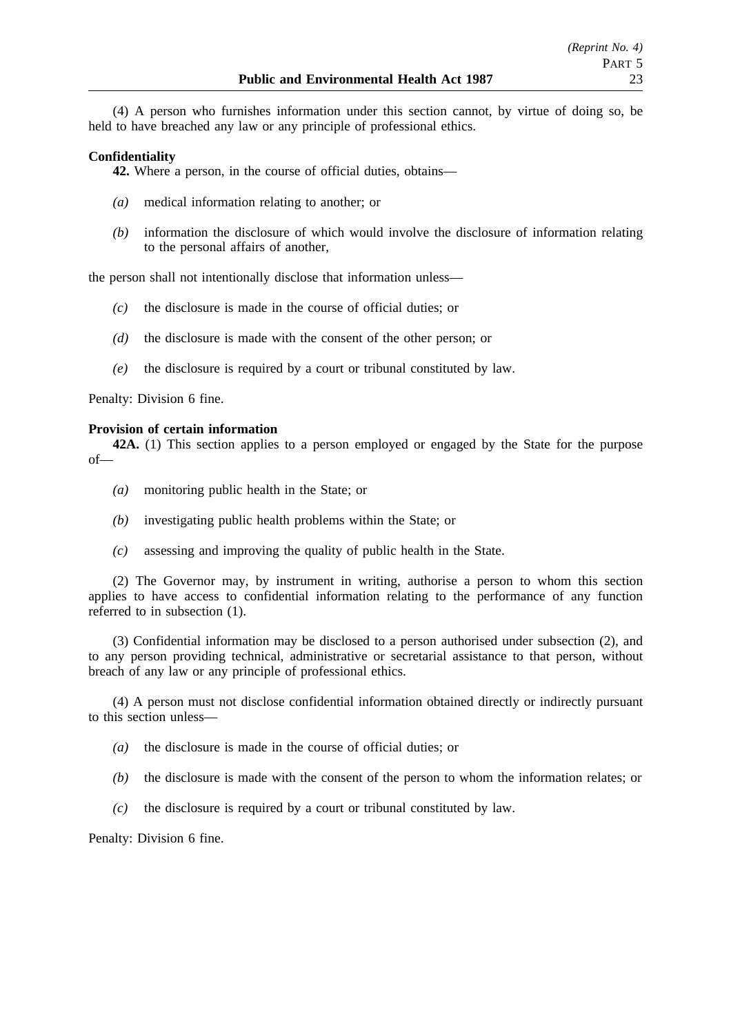(4) A person who furnishes information under this section cannot, by virtue of doing so, be held to have breached any law or any principle of professional ethics.

**Confidentiality**

**42.** Where a person, in the course of official duties, obtains—

*(a)* medical information relating to another; or

*(b)* information the disclosure of which would involve the disclosure of information relating to the personal affairs of another,

the person shall not intentionally disclose that information unless—

*(c)* the disclosure is made in the course of official duties; or

*(d)* the disclosure is made with the consent of the other person; or

*(e)* the disclosure is required by a court or tribunal constituted by law.

Penalty: Division 6 fine.

**Provision of certain information**

**42A.** (1) This section applies to a person employed or engaged by the State for the purpose of—

*(a)* monitoring public health in the State; or

*(b)* investigating public health problems within the State; or

*(c)* assessing and improving the quality of public health in the State.

(2) The Governor may, by instrument in writing, authorise a person to whom this section applies to have access to confidential information relating to the performance of any function referred to in subsection (1).

(3) Confidential information may be disclosed to a person authorised under subsection (2), and to any person providing technical, administrative or secretarial assistance to that person, without breach of any law or any principle of professional ethics.

(4) A person must not disclose confidential information obtained directly or indirectly pursuant to this section unless—

*(a)* the disclosure is made in the course of official duties; or

*(b)* the disclosure is made with the consent of the person to whom the information relates; or

*(c)* the disclosure is required by a court or tribunal constituted by law.

Penalty: Division 6 fine.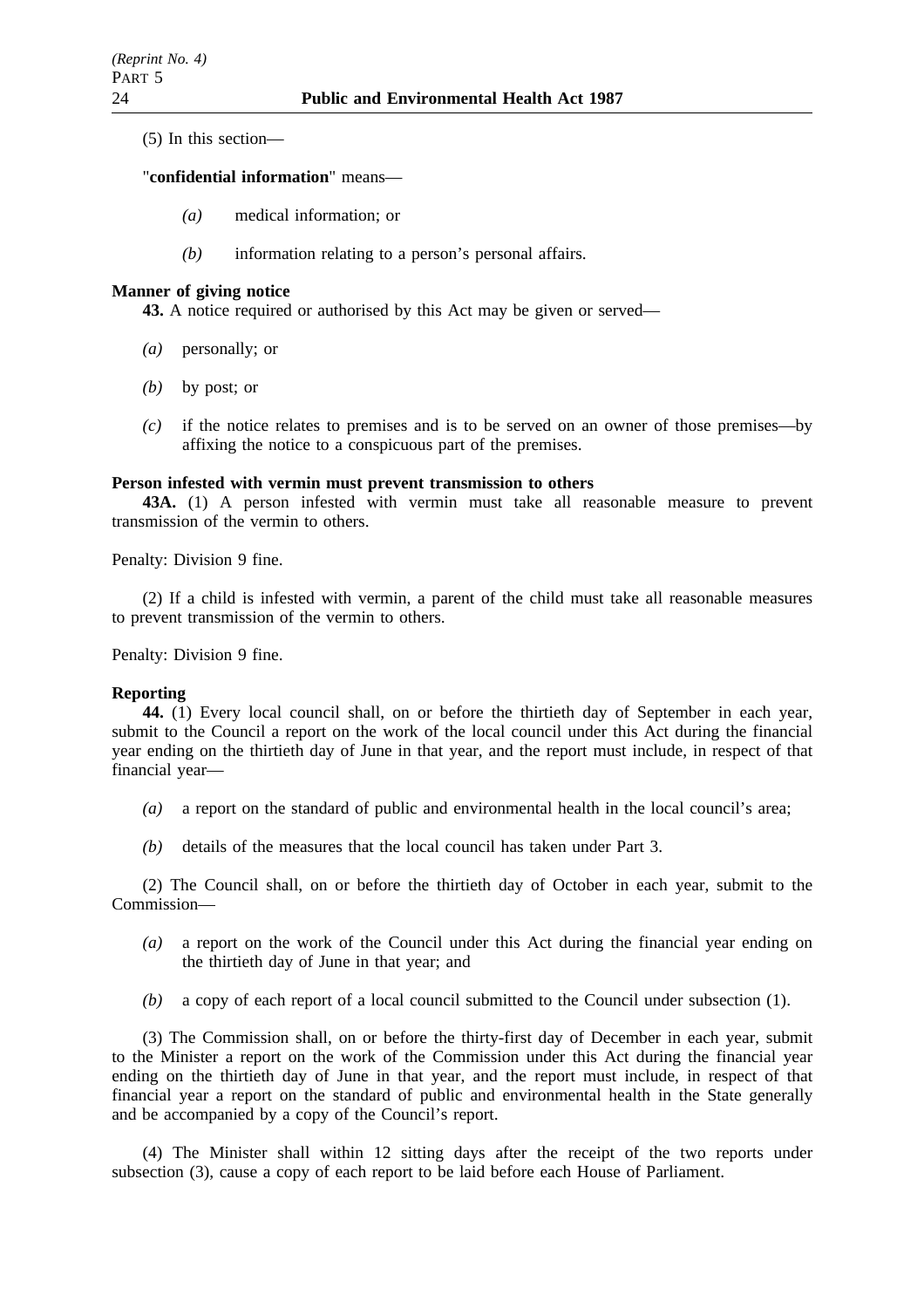(5) In this section—

"**confidential information**" means—

*(a)* medical information; or

*(b)* information relating to a person's personal affairs.

**Manner of giving notice**

**43.** A notice required or authorised by this Act may be given or served—

*(a)* personally; or

*(b)* by post; or

*(c)* if the notice relates to premises and is to be served on an owner of those premises—by affixing the notice to a conspicuous part of the premises.

**Person infested with vermin must prevent transmission to others**

**43A.** (1) A person infested with vermin must take all reasonable measure to prevent transmission of the vermin to others.

Penalty: Division 9 fine.

(2) If a child is infested with vermin, a parent of the child must take all reasonable measures to prevent transmission of the vermin to others.

Penalty: Division 9 fine.

**Reporting**

**44.** (1) Every local council shall, on or before the thirtieth day of September in each year, submit to the Council a report on the work of the local council under this Act during the financial year ending on the thirtieth day of June in that year, and the report must include, in respect of that financial year—

*(a)* a report on the standard of public and environmental health in the local council's area;

*(b)* details of the measures that the local council has taken under Part 3.

(2) The Council shall, on or before the thirtieth day of October in each year, submit to the Commission—

*(a)* a report on the work of the Council under this Act during the financial year ending on the thirtieth day of June in that year; and

*(b)* a copy of each report of a local council submitted to the Council under subsection (1).

(3) The Commission shall, on or before the thirty-first day of December in each year, submit to the Minister a report on the work of the Commission under this Act during the financial year ending on the thirtieth day of June in that year, and the report must include, in respect of that financial year a report on the standard of public and environmental health in the State generally and be accompanied by a copy of the Council's report.

(4) The Minister shall within 12 sitting days after the receipt of the two reports under subsection (3), cause a copy of each report to be laid before each House of Parliament.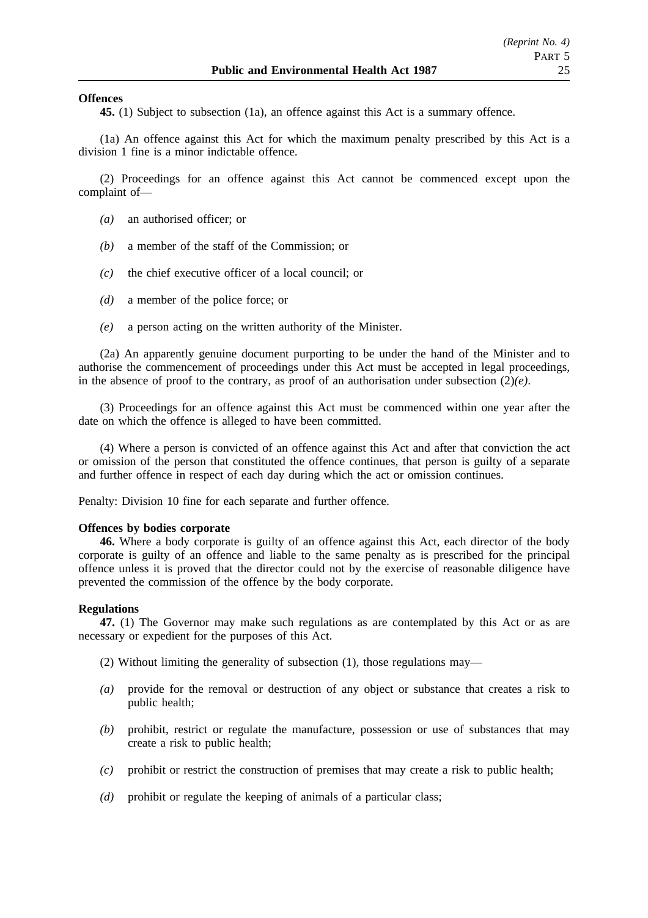**Offences**

**45.** (1) Subject to subsection (1a), an offence against this Act is a summary offence.

(1a) An offence against this Act for which the maximum penalty prescribed by this Act is a division 1 fine is a minor indictable offence.

(2) Proceedings for an offence against this Act cannot be commenced except upon the complaint of—

*(a)* an authorised officer; or

*(b)* a member of the staff of the Commission; or

*(c)* the chief executive officer of a local council; or

*(d)* a member of the police force; or

*(e)* a person acting on the written authority of the Minister.

(2a) An apparently genuine document purporting to be under the hand of the Minister and to authorise the commencement of proceedings under this Act must be accepted in legal proceedings, in the absence of proof to the contrary, as proof of an authorisation under subsection (2)*(e)*.

(3) Proceedings for an offence against this Act must be commenced within one year after the date on which the offence is alleged to have been committed.

(4) Where a person is convicted of an offence against this Act and after that conviction the act or omission of the person that constituted the offence continues, that person is guilty of a separate and further offence in respect of each day during which the act or omission continues.

Penalty: Division 10 fine for each separate and further offence.

**Offences by bodies corporate**

**46.** Where a body corporate is guilty of an offence against this Act, each director of the body corporate is guilty of an offence and liable to the same penalty as is prescribed for the principal offence unless it is proved that the director could not by the exercise of reasonable diligence have prevented the commission of the offence by the body corporate.

**Regulations**

**47.** (1) The Governor may make such regulations as are contemplated by this Act or as are necessary or expedient for the purposes of this Act.

(2) Without limiting the generality of subsection (1), those regulations may—

*(a)* provide for the removal or destruction of any object or substance that creates a risk to public health;

*(b)* prohibit, restrict or regulate the manufacture, possession or use of substances that may create a risk to public health;

*(c)* prohibit or restrict the construction of premises that may create a risk to public health;

*(d)* prohibit or regulate the keeping of animals of a particular class;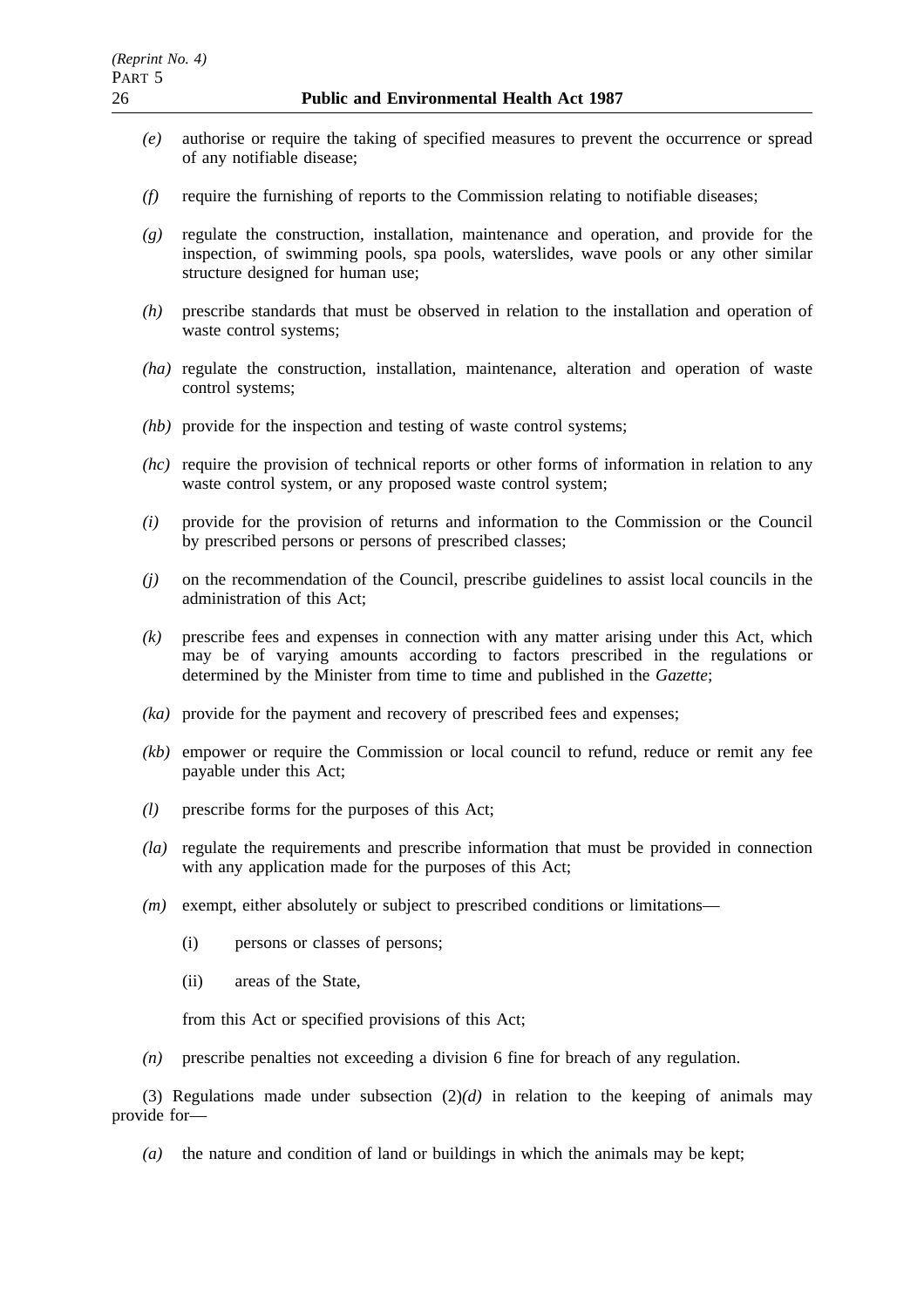*(e)* authorise or require the taking of specified measures to prevent the occurrence or spread of any notifiable disease;

*(f)* require the furnishing of reports to the Commission relating to notifiable diseases;

*(g)* regulate the construction, installation, maintenance and operation, and provide for the inspection, of swimming pools, spa pools, waterslides, wave pools or any other similar structure designed for human use;

*(h)* prescribe standards that must be observed in relation to the installation and operation of waste control systems;

*(ha)* regulate the construction, installation, maintenance, alteration and operation of waste control systems;

*(hb)* provide for the inspection and testing of waste control systems;

*(hc)* require the provision of technical reports or other forms of information in relation to any waste control system, or any proposed waste control system;

*(i)* provide for the provision of returns and information to the Commission or the Council by prescribed persons or persons of prescribed classes;

*(j)* on the recommendation of the Council, prescribe guidelines to assist local councils in the administration of this Act;

*(k)* prescribe fees and expenses in connection with any matter arising under this Act, which may be of varying amounts according to factors prescribed in the regulations or determined by the Minister from time to time and published in the *Gazette*;

*(ka)* provide for the payment and recovery of prescribed fees and expenses;

*(kb)* empower or require the Commission or local council to refund, reduce or remit any fee payable under this Act;

*(l)* prescribe forms for the purposes of this Act;

*(la)* regulate the requirements and prescribe information that must be provided in connection with any application made for the purposes of this Act;

*(m)* exempt, either absolutely or subject to prescribed conditions or limitations—

(i) persons or classes of persons;

(ii) areas of the State,

from this Act or specified provisions of this Act;

*(n)* prescribe penalties not exceeding a division 6 fine for breach of any regulation.

(3) Regulations made under subsection (2)*(d)* in relation to the keeping of animals may provide for—

*(a)* the nature and condition of land or buildings in which the animals may be kept;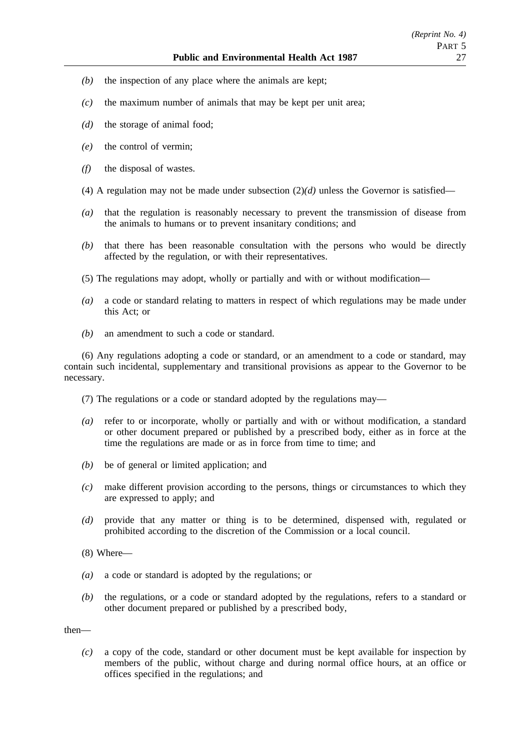*(b)* the inspection of any place where the animals are kept;

*(c)* the maximum number of animals that may be kept per unit area;

*(d)* the storage of animal food;

*(e)* the control of vermin;

*(f)* the disposal of wastes.

(4) A regulation may not be made under subsection (2)*(d)* unless the Governor is satisfied—

*(a)* that the regulation is reasonably necessary to prevent the transmission of disease from the animals to humans or to prevent insanitary conditions; and

*(b)* that there has been reasonable consultation with the persons who would be directly affected by the regulation, or with their representatives.

(5) The regulations may adopt, wholly or partially and with or without modification—

*(a)* a code or standard relating to matters in respect of which regulations may be made under this Act; or

*(b)* an amendment to such a code or standard.

(6) Any regulations adopting a code or standard, or an amendment to a code or standard, may contain such incidental, supplementary and transitional provisions as appear to the Governor to be necessary.

(7) The regulations or a code or standard adopted by the regulations may—

*(a)* refer to or incorporate, wholly or partially and with or without modification, a standard or other document prepared or published by a prescribed body, either as in force at the time the regulations are made or as in force from time to time; and

*(b)* be of general or limited application; and

*(c)* make different provision according to the persons, things or circumstances to which they are expressed to apply; and

*(d)* provide that any matter or thing is to be determined, dispensed with, regulated or prohibited according to the discretion of the Commission or a local council.

(8) Where—

*(a)* a code or standard is adopted by the regulations; or

*(b)* the regulations, or a code or standard adopted by the regulations, refers to a standard or other document prepared or published by a prescribed body,

then—

*(c)* a copy of the code, standard or other document must be kept available for inspection by members of the public, without charge and during normal office hours, at an office or offices specified in the regulations; and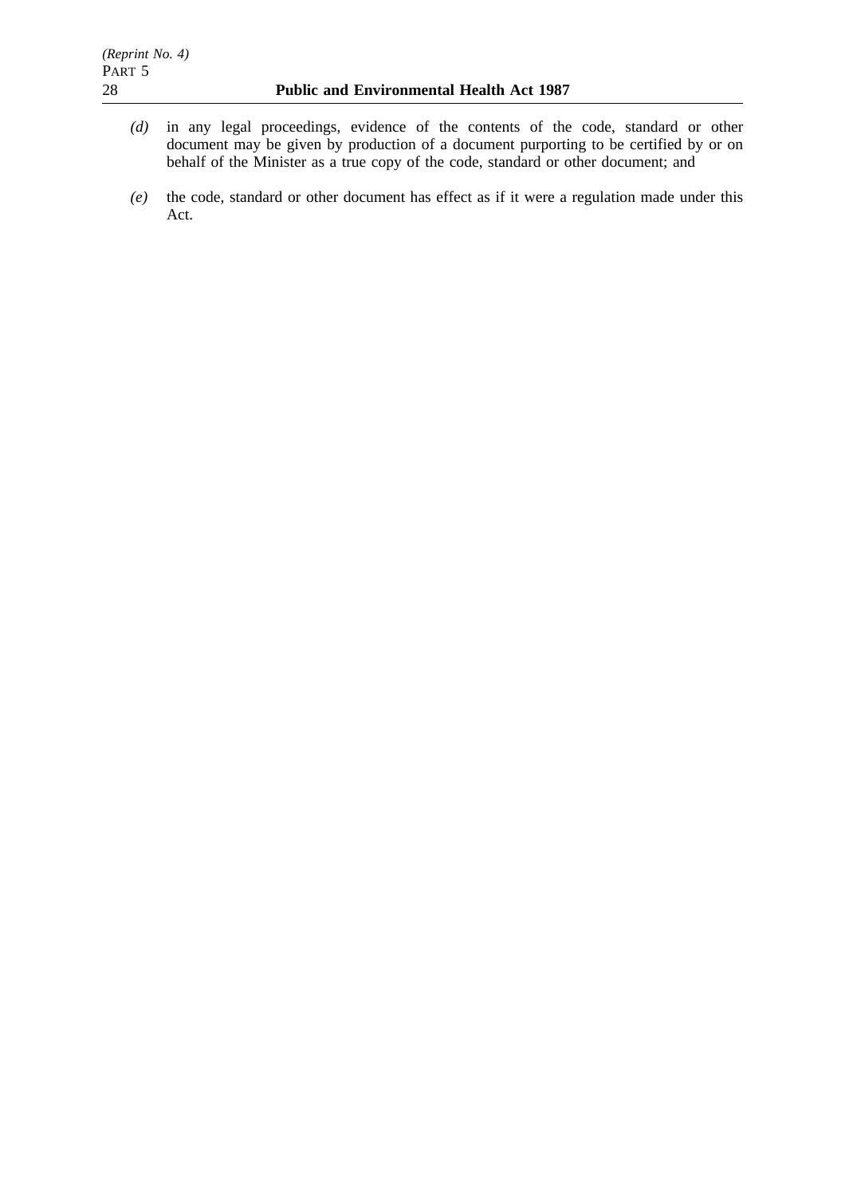*(d)* in any legal proceedings, evidence of the contents of the code, standard or other document may be given by production of a document purporting to be certified by or on behalf of the Minister as a true copy of the code, standard or other document; and

*(e)* the code, standard or other document has effect as if it were a regulation made under this Act.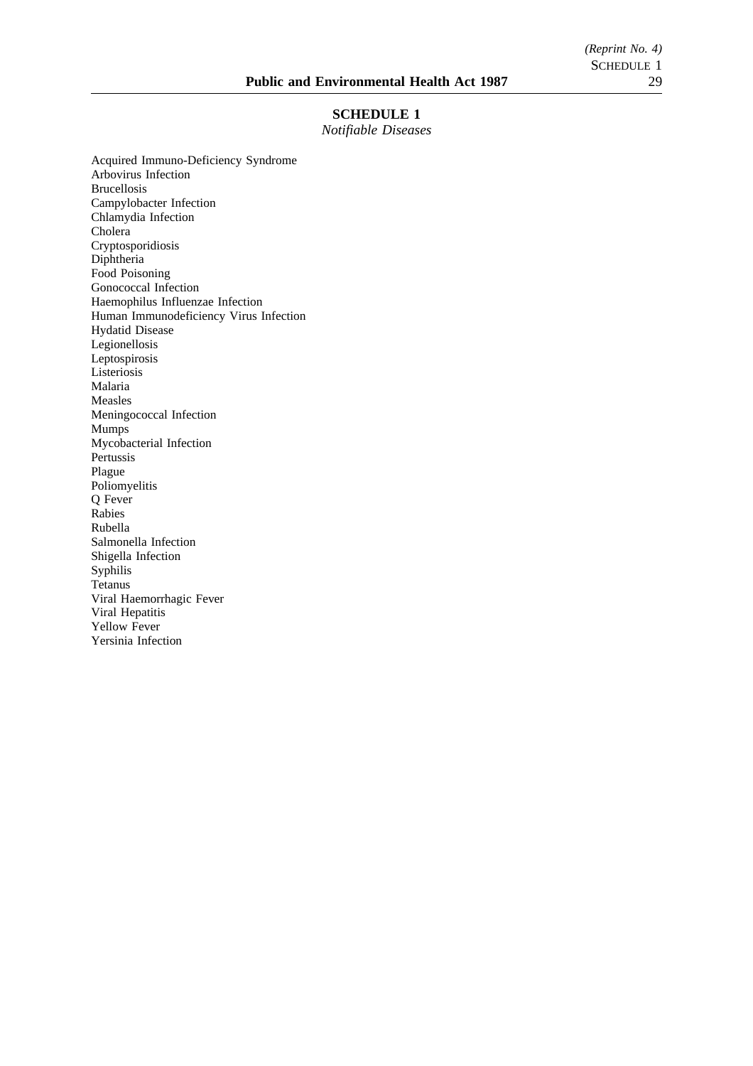## SCHEDULE 1

*Notifiable Diseases*

Acquired Immuno-Deficiency Syndrome
Arbovirus Infection
Brucellosis
Campylobacter Infection
Chlamydia Infection
Cholera
Cryptosporidiosis
Diphtheria
Food Poisoning
Gonococcal Infection
Haemophilus Influenzae Infection
Human Immunodeficiency Virus Infection
Hydatid Disease
Legionellosis
Leptospirosis
Listeriosis
Malaria
Measles
Meningococcal Infection
Mumps
Mycobacterial Infection
Pertussis
Plague
Poliomyelitis
Q Fever
Rabies
Rubella
Salmonella Infection
Shigella Infection
Syphilis
Tetanus
Viral Haemorrhagic Fever
Viral Hepatitis
Yellow Fever
Yersinia Infection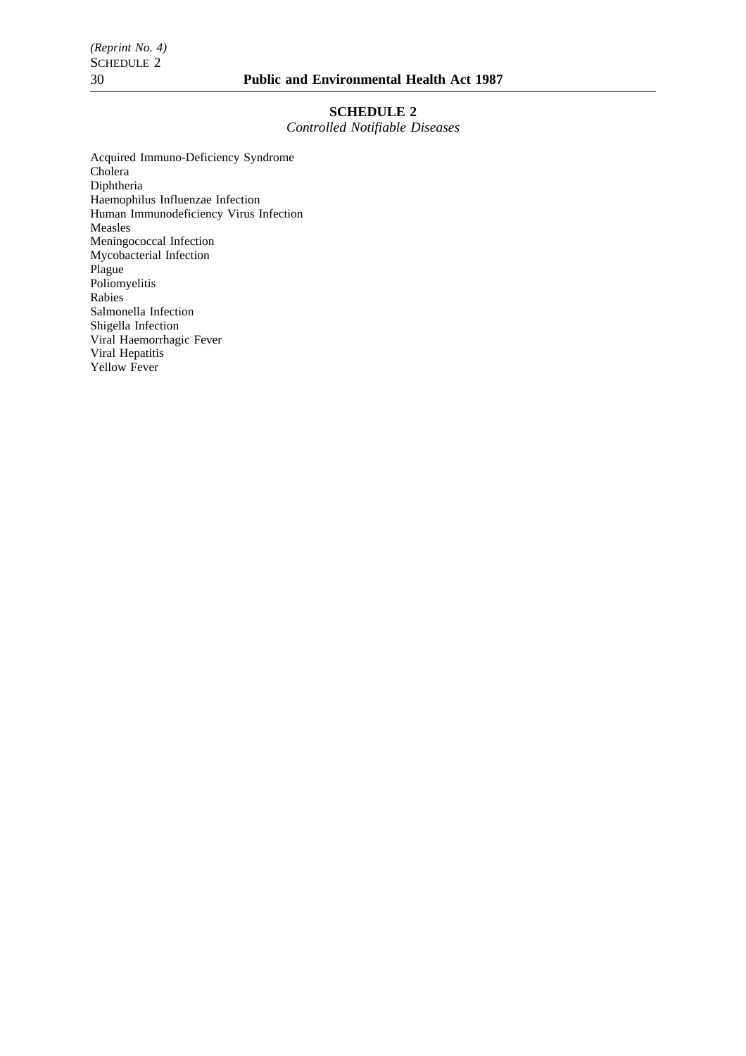## SCHEDULE 2

*Controlled Notifiable Diseases*

Acquired Immuno-Deficiency Syndrome
Cholera
Diphtheria
Haemophilus Influenzae Infection
Human Immunodeficiency Virus Infection
Measles
Meningococcal Infection
Mycobacterial Infection
Plague
Poliomyelitis
Rabies
Salmonella Infection
Shigella Infection
Viral Haemorrhagic Fever
Viral Hepatitis
Yellow Fever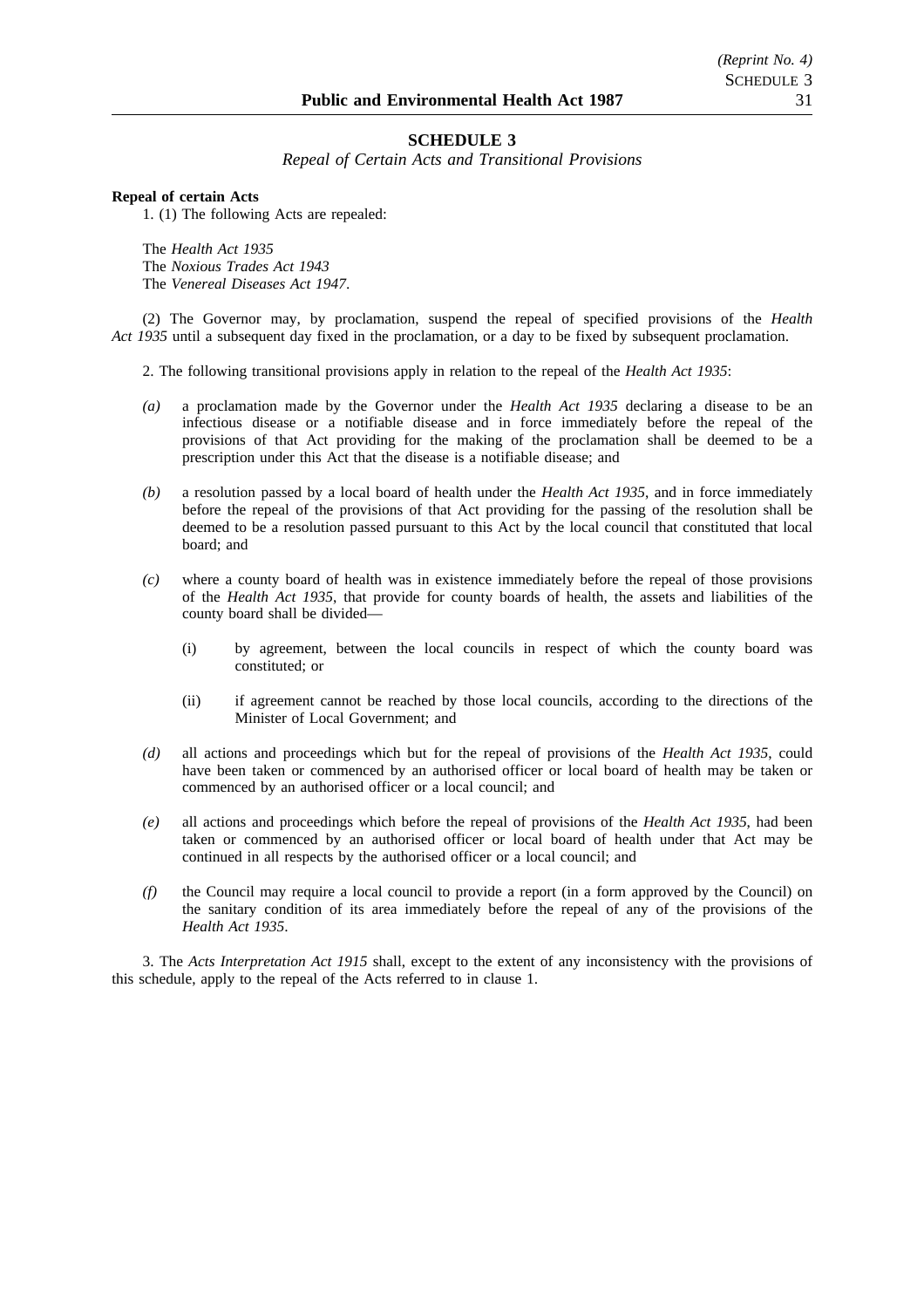## SCHEDULE 3

*Repeal of Certain Acts and Transitional Provisions*

**Repeal of certain Acts**

1. (1) The following Acts are repealed:

The *Health Act 1935*
The *Noxious Trades Act 1943*
The *Venereal Diseases Act 1947*.

(2) The Governor may, by proclamation, suspend the repeal of specified provisions of the *Health Act 1935* until a subsequent day fixed in the proclamation, or a day to be fixed by subsequent proclamation.

2. The following transitional provisions apply in relation to the repeal of the *Health Act 1935*:

*(a)* a proclamation made by the Governor under the *Health Act 1935* declaring a disease to be an infectious disease or a notifiable disease and in force immediately before the repeal of the provisions of that Act providing for the making of the proclamation shall be deemed to be a prescription under this Act that the disease is a notifiable disease; and

*(b)* a resolution passed by a local board of health under the *Health Act 1935*, and in force immediately before the repeal of the provisions of that Act providing for the passing of the resolution shall be deemed to be a resolution passed pursuant to this Act by the local council that constituted that local board; and

*(c)* where a county board of health was in existence immediately before the repeal of those provisions of the *Health Act 1935*, that provide for county boards of health, the assets and liabilities of the county board shall be divided—

  (i) by agreement, between the local councils in respect of which the county board was constituted; or

  (ii) if agreement cannot be reached by those local councils, according to the directions of the Minister of Local Government; and

*(d)* all actions and proceedings which but for the repeal of provisions of the *Health Act 1935*, could have been taken or commenced by an authorised officer or local board of health may be taken or commenced by an authorised officer or a local council; and

*(e)* all actions and proceedings which before the repeal of provisions of the *Health Act 1935*, had been taken or commenced by an authorised officer or local board of health under that Act may be continued in all respects by the authorised officer or a local council; and

*(f)* the Council may require a local council to provide a report (in a form approved by the Council) on the sanitary condition of its area immediately before the repeal of any of the provisions of the *Health Act 1935*.

3. The *Acts Interpretation Act 1915* shall, except to the extent of any inconsistency with the provisions of this schedule, apply to the repeal of the Acts referred to in clause 1.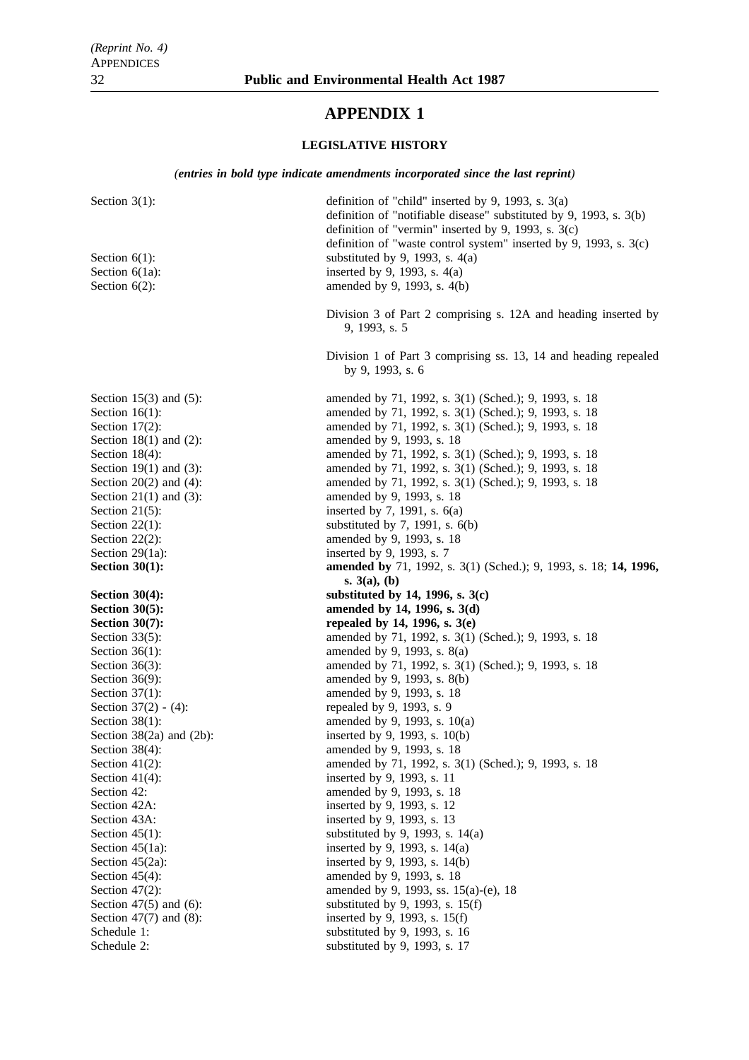# APPENDIX 1

## LEGISLATIVE HISTORY

***(entries in bold type indicate amendments incorporated since the last reprint)***

| | |
|---|---|
| Section 3(1): | definition of "child" inserted by 9, 1993, s. 3(a)<br>definition of "notifiable disease" substituted by 9, 1993, s. 3(b)<br>definition of "vermin" inserted by 9, 1993, s. 3(c)<br>definition of "waste control system" inserted by 9, 1993, s. 3(c) |
| Section 6(1): | substituted by 9, 1993, s. 4(a) |
| Section 6(1a): | inserted by 9, 1993, s. 4(a) |
| Section 6(2): | amended by 9, 1993, s. 4(b) |
| | Division 3 of Part 2 comprising s. 12A and heading inserted by 9, 1993, s. 5 |
| | Division 1 of Part 3 comprising ss. 13, 14 and heading repealed by 9, 1993, s. 6 |
| Section 15(3) and (5): | amended by 71, 1992, s. 3(1) (Sched.); 9, 1993, s. 18 |
| Section 16(1): | amended by 71, 1992, s. 3(1) (Sched.); 9, 1993, s. 18 |
| Section 17(2): | amended by 71, 1992, s. 3(1) (Sched.); 9, 1993, s. 18 |
| Section 18(1) and (2): | amended by 9, 1993, s. 18 |
| Section 18(4): | amended by 71, 1992, s. 3(1) (Sched.); 9, 1993, s. 18 |
| Section 19(1) and (3): | amended by 71, 1992, s. 3(1) (Sched.); 9, 1993, s. 18 |
| Section 20(2) and (4): | amended by 71, 1992, s. 3(1) (Sched.); 9, 1993, s. 18 |
| Section 21(1) and (3): | amended by 9, 1993, s. 18 |
| Section 21(5): | inserted by 7, 1991, s. 6(a) |
| Section 22(1): | substituted by 7, 1991, s. 6(b) |
| Section 22(2): | amended by 9, 1993, s. 18 |
| Section 29(1a): | inserted by 9, 1993, s. 7 |
| **Section 30(1):** | **amended by** 71, 1992, s. 3(1) (Sched.); 9, 1993, s. 18; **14, 1996, s. 3(a), (b)** |
| **Section 30(4):** | **substituted by 14, 1996, s. 3(c)** |
| **Section 30(5):** | **amended by 14, 1996, s. 3(d)** |
| **Section 30(7):** | **repealed by 14, 1996, s. 3(e)** |
| Section 33(5): | amended by 71, 1992, s. 3(1) (Sched.); 9, 1993, s. 18 |
| Section 36(1): | amended by 9, 1993, s. 8(a) |
| Section 36(3): | amended by 71, 1992, s. 3(1) (Sched.); 9, 1993, s. 18 |
| Section 36(9): | amended by 9, 1993, s. 8(b) |
| Section 37(1): | amended by 9, 1993, s. 18 |
| Section 37(2) - (4): | repealed by 9, 1993, s. 9 |
| Section 38(1): | amended by 9, 1993, s. 10(a) |
| Section 38(2a) and (2b): | inserted by 9, 1993, s. 10(b) |
| Section 38(4): | amended by 9, 1993, s. 18 |
| Section 41(2): | amended by 71, 1992, s. 3(1) (Sched.); 9, 1993, s. 18 |
| Section 41(4): | inserted by 9, 1993, s. 11 |
| Section 42: | amended by 9, 1993, s. 18 |
| Section 42A: | inserted by 9, 1993, s. 12 |
| Section 43A: | inserted by 9, 1993, s. 13 |
| Section 45(1): | substituted by 9, 1993, s. 14(a) |
| Section 45(1a): | inserted by 9, 1993, s. 14(a) |
| Section 45(2a): | inserted by 9, 1993, s. 14(b) |
| Section 45(4): | amended by 9, 1993, s. 18 |
| Section 47(2): | amended by 9, 1993, ss. 15(a)-(e), 18 |
| Section 47(5) and (6): | substituted by 9, 1993, s. 15(f) |
| Section 47(7) and (8): | inserted by 9, 1993, s. 15(f) |
| Schedule 1: | substituted by 9, 1993, s. 16 |
| Schedule 2: | substituted by 9, 1993, s. 17 |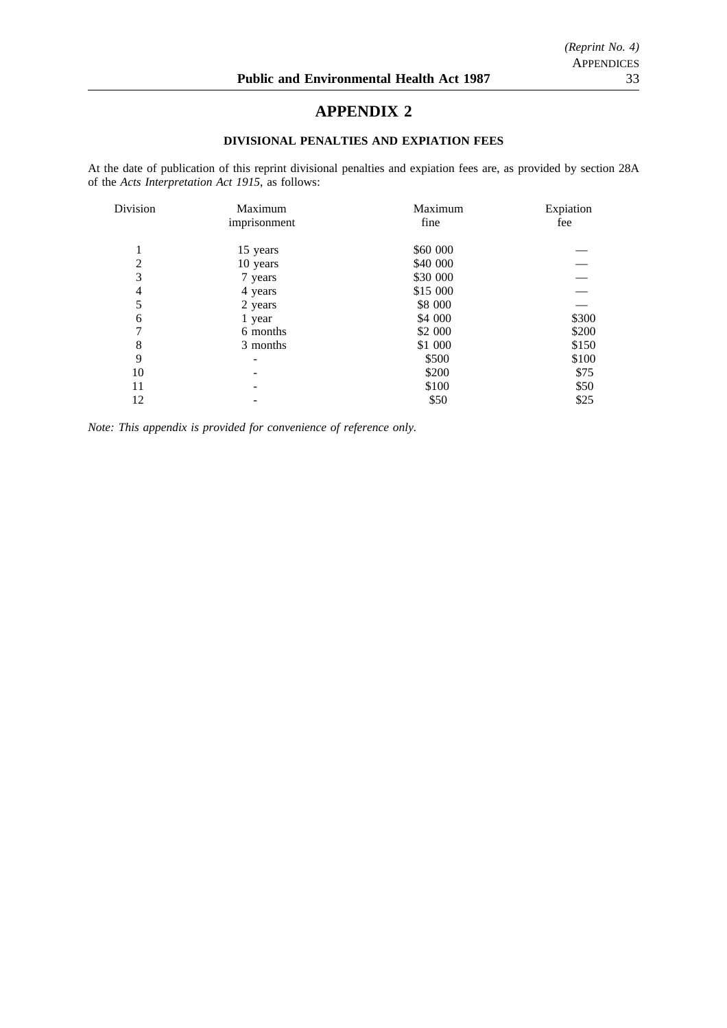# APPENDIX 2

## DIVISIONAL PENALTIES AND EXPIATION FEES

At the date of publication of this reprint divisional penalties and expiation fees are, as provided by section 28A of the *Acts Interpretation Act 1915*, as follows:

| Division | Maximum imprisonment | Maximum fine | Expiation fee |
|---|---|---|---|
| 1 | 15 years | $60 000 | — |
| 2 | 10 years | $40 000 | — |
| 3 | 7 years | $30 000 | — |
| 4 | 4 years | $15 000 | — |
| 5 | 2 years | $8 000 | — |
| 6 | 1 year | $4 000 | $300 |
| 7 | 6 months | $2 000 | $200 |
| 8 | 3 months | $1 000 | $150 |
| 9 | - | $500 | $100 |
| 10 | - | $200 | $75 |
| 11 | - | $100 | $50 |
| 12 | - | $50 | $25 |

*Note: This appendix is provided for convenience of reference only.*